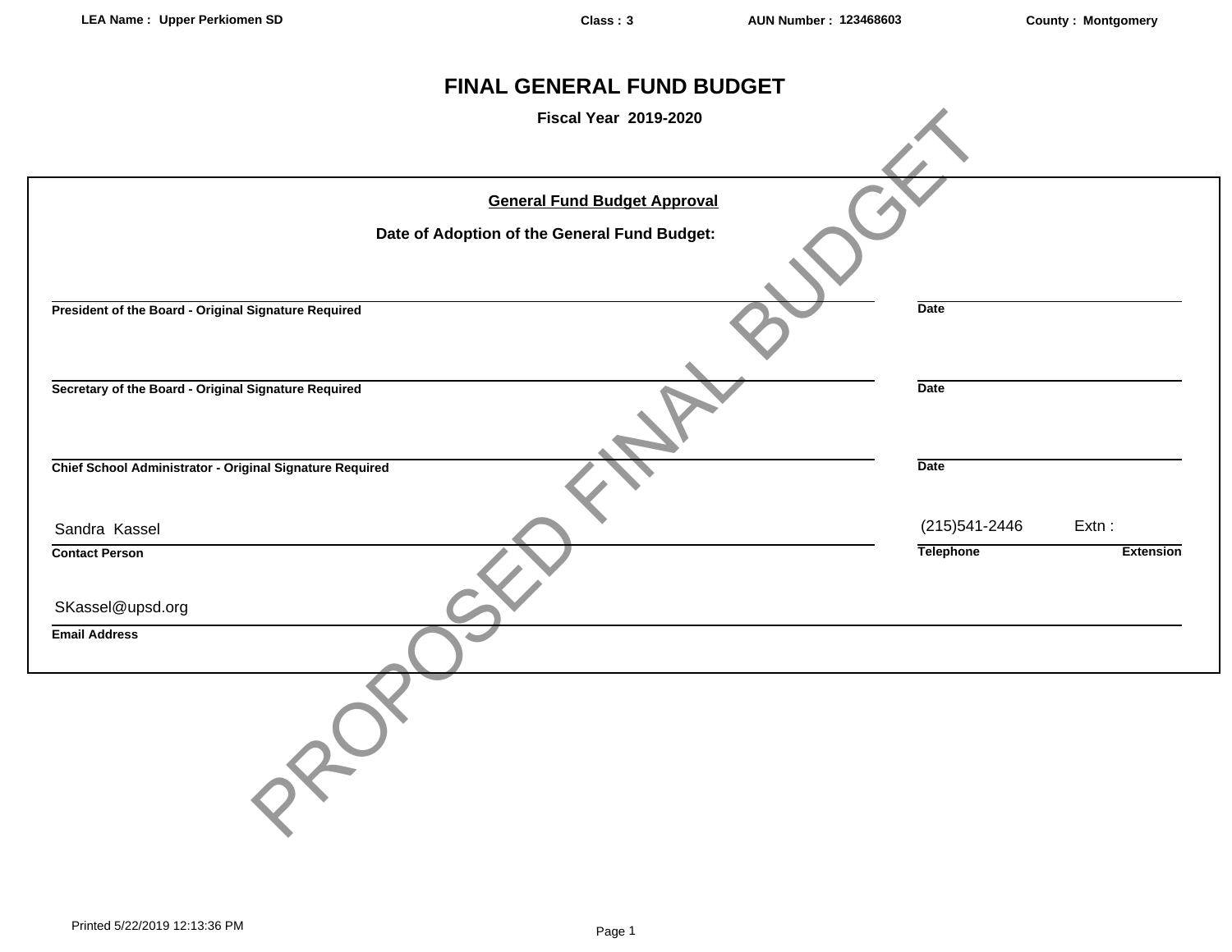LEA Name : Upper Perkiomen SD | Class : 3 | AUN Number : 123468603 | County : Montgomery

# FINAL GENERAL FUND BUDGET

**Fiscal Year 2019-2020**

PROPOSED FINAL BUDGET

## General Fund Budget Approval

**Date of Adoption of the General Fund Budget:**

---

**President of the Board - Original Signature Required** | **Date**

---

**Secretary of the Board - Original Signature Required** | **Date**

---

**Chief School Administrator - Original Signature Required** | **Date**

Sandra Kassel | (215)541-2446 | Extn :

**Contact Person** | **Telephone** | **Extension**

SKassel@upsd.org

**Email Address**

Printed 5/22/2019 12:13:36 PM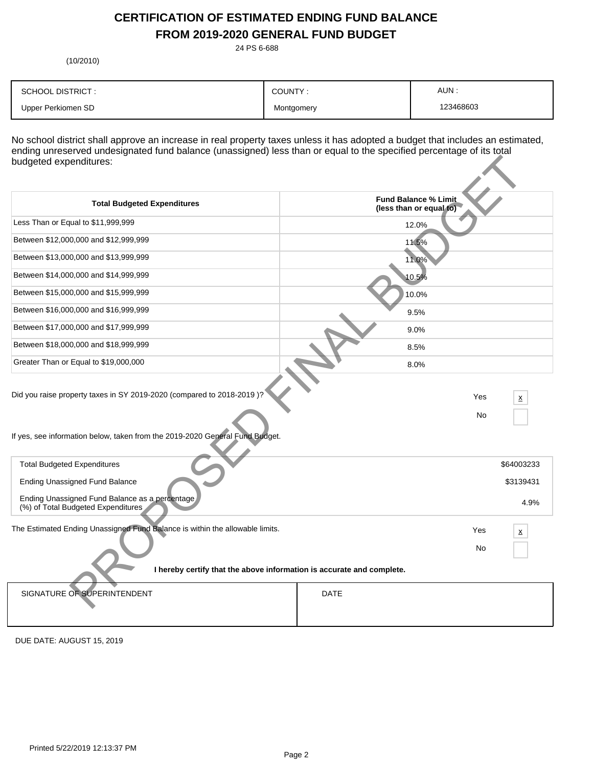# CERTIFICATION OF ESTIMATED ENDING FUND BALANCE
# FROM 2019-2020 GENERAL FUND BUDGET

24 PS 6-688

(10/2010)

| SCHOOL DISTRICT : | COUNTY : | AUN : |
|---|---|---|
| Upper Perkiomen SD | Montgomery | 123468603 |

No school district shall approve an increase in real property taxes unless it has adopted a budget that includes an estimated, ending unreserved undesignated fund balance (unassigned) less than or equal to the specified percentage of its total budgeted expenditures:

| Total Budgeted Expenditures | Fund Balance % Limit (less than or equal to) |
|---|---|
| Less Than or Equal to $11,999,999 | 12.0% |
| Between $12,000,000 and $12,999,999 | 11.5% |
| Between $13,000,000 and $13,999,999 | 11.0% |
| Between $14,000,000 and $14,999,999 | 10.5% |
| Between $15,000,000 and $15,999,999 | 10.0% |
| Between $16,000,000 and $16,999,999 | 9.5% |
| Between $17,000,000 and $17,999,999 | 9.0% |
| Between $18,000,000 and $18,999,999 | 8.5% |
| Greater Than or Equal to $19,000,000 | 8.0% |

Did you raise property taxes in SY 2019-2020 (compared to 2018-2019 )?

Yes [x]

No [ ]

If yes, see information below, taken from the 2019-2020 General Fund Budget.

| | |
|---|---|
| Total Budgeted Expenditures | $64003233 |
| Ending Unassigned Fund Balance | $3139431 |
| Ending Unassigned Fund Balance as a percentage (%) of Total Budgeted Expenditures | 4.9% |

The Estimated Ending Unassigned Fund Balance is within the allowable limits.

Yes [x]

No [ ]

**I hereby certify that the above information is accurate and complete.**

| SIGNATURE OF SUPERINTENDENT | DATE |
|---|---|
| | |

DUE DATE: AUGUST 15, 2019

Printed 5/22/2019 12:13:37 PM

PROPOSED FINAL BUDGET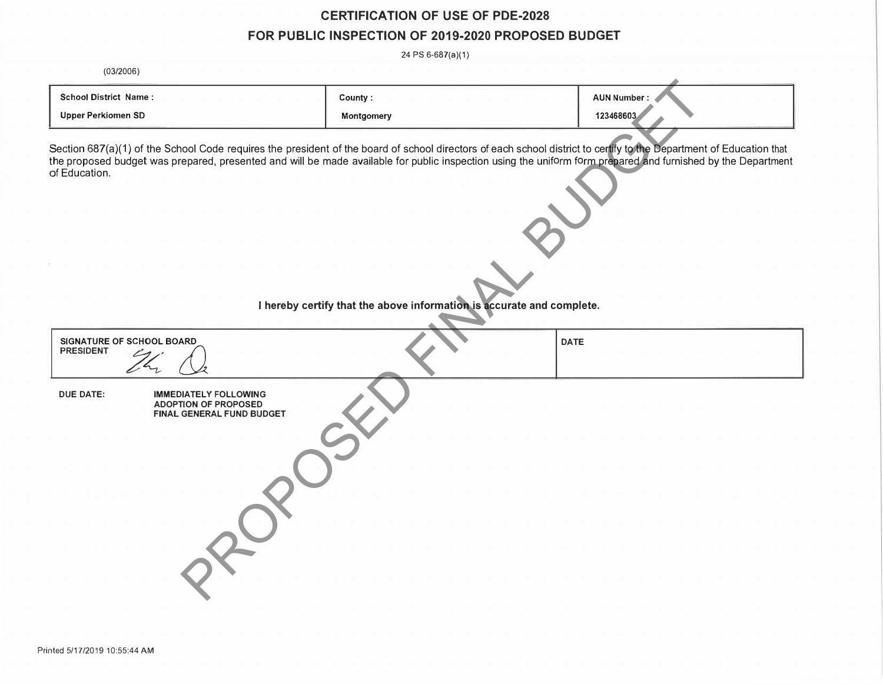# CERTIFICATION OF USE OF PDE-2028

## FOR PUBLIC INSPECTION OF 2019-2020 PROPOSED BUDGET

24 PS 6-687(a)(1)

(03/2006)

| School District Name : | County : | AUN Number : |
|---|---|---|
| Upper Perkiomen SD | Montgomery | 123468603 |

Section 687(a)(1) of the School Code requires the president of the board of school directors of each school district to certify to the Department of Education that the proposed budget was prepared, presented and will be made available for public inspection using the uniform form prepared and furnished by the Department of Education.

**I hereby certify that the above information is accurate and complete.**

| SIGNATURE OF SCHOOL BOARD PRESIDENT | DATE |
|---|---|
| [signature] | |

**DUE DATE:** **IMMEDIATELY FOLLOWING ADOPTION OF PROPOSED FINAL GENERAL FUND BUDGET**

PROPOSED FINAL BUDGET

Printed 5/17/2019 10:55:44 AM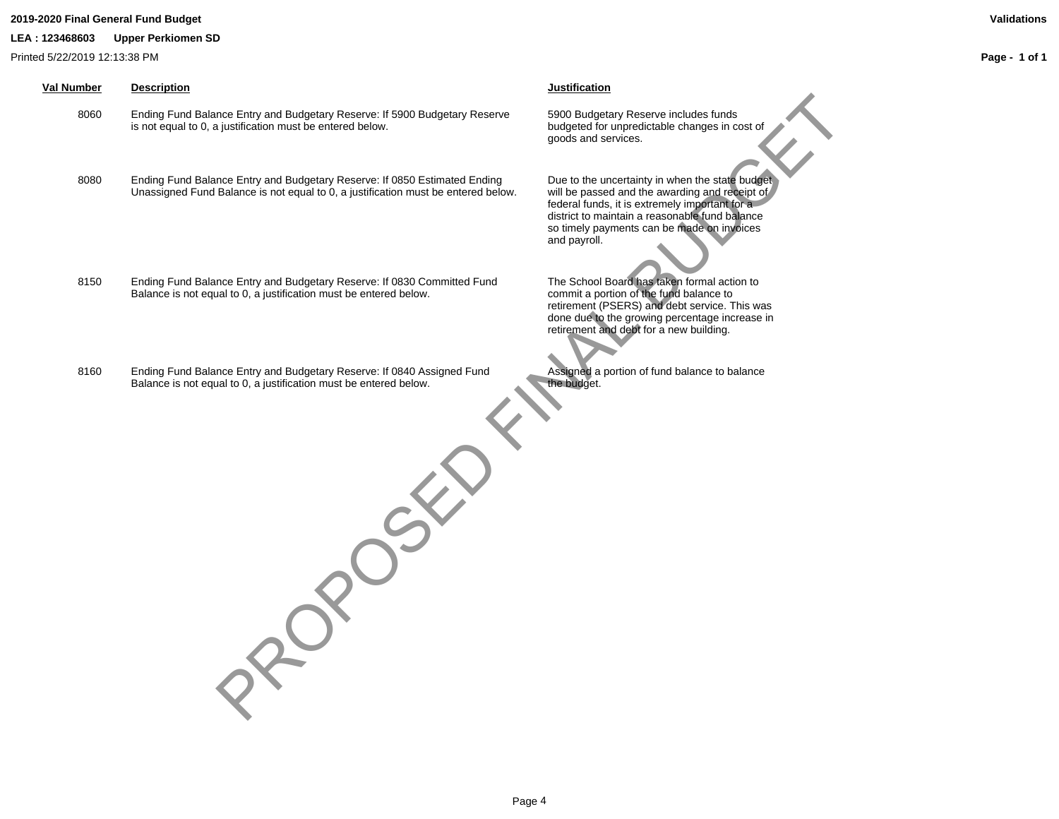**2019-2020 Final General Fund Budget**

**LEA : 123468603 Upper Perkiomen SD**

Printed 5/22/2019 12:13:38 PM

**Validations**

| Val Number | Description | Justification |
|---|---|---|
| 8060 | Ending Fund Balance Entry and Budgetary Reserve: If 5900 Budgetary Reserve is not equal to 0, a justification must be entered below. | 5900 Budgetary Reserve includes funds budgeted for unpredictable changes in cost of goods and services. |
| 8080 | Ending Fund Balance Entry and Budgetary Reserve: If 0850 Estimated Ending Unassigned Fund Balance is not equal to 0, a justification must be entered below. | Due to the uncertainty in when the state budget will be passed and the awarding and receipt of federal funds, it is extremely important for a district to maintain a reasonable fund balance so timely payments can be made on invoices and payroll. |
| 8150 | Ending Fund Balance Entry and Budgetary Reserve: If 0830 Committed Fund Balance is not equal to 0, a justification must be entered below. | The School Board has taken formal action to commit a portion of the fund balance to retirement (PSERS) and debt service. This was done due to the growing percentage increase in retirement and debt for a new building. |
| 8160 | Ending Fund Balance Entry and Budgetary Reserve: If 0840 Assigned Fund Balance is not equal to 0, a justification must be entered below. | Assigned a portion of fund balance to balance the budget. |

PROPOSED FINAL BUDGET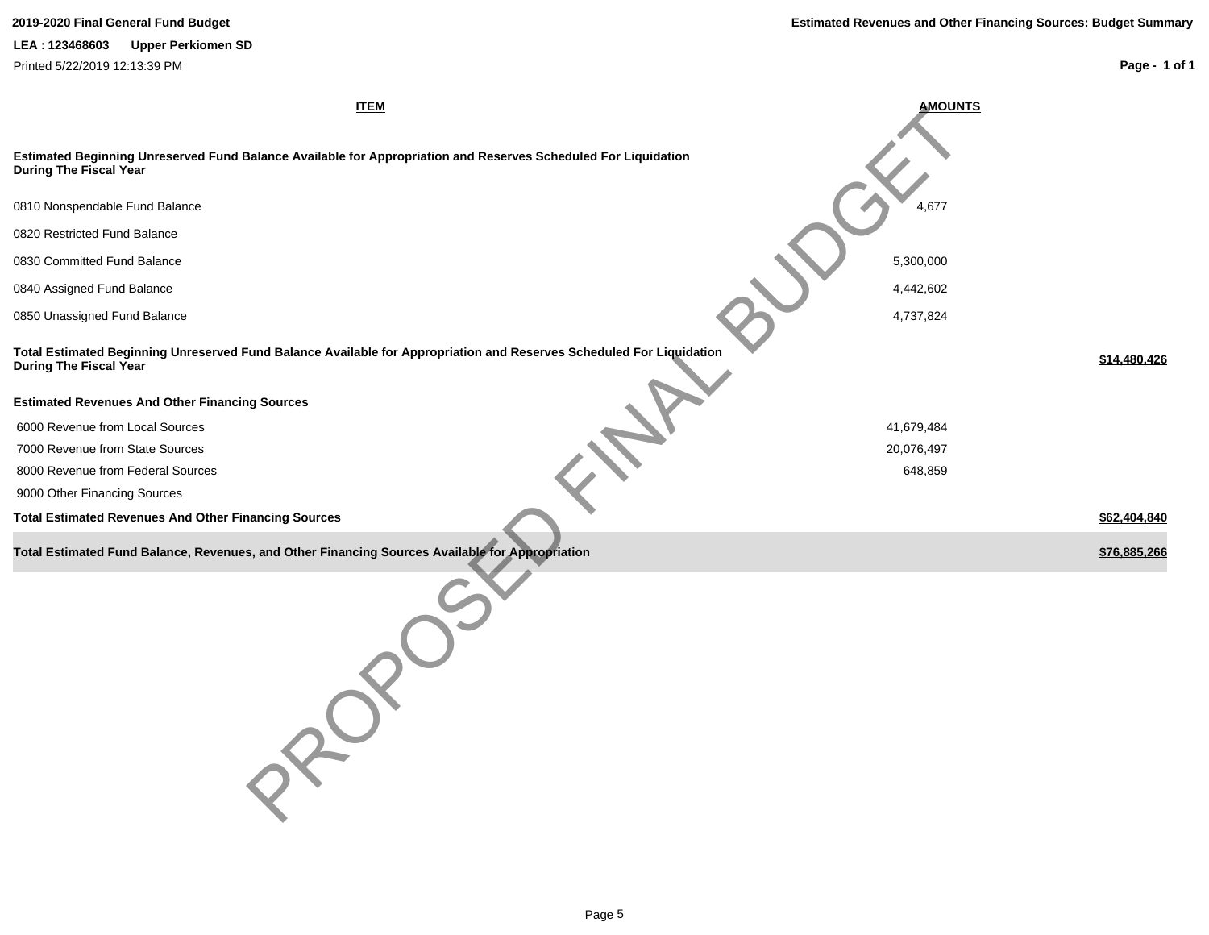**2019-2020 Final General Fund Budget**

**LEA : 123468603 Upper Perkiomen SD**

Printed 5/22/2019 12:13:39 PM

**Estimated Revenues and Other Financing Sources: Budget Summary**

| ITEM | AMOUNTS | |
|---|---|---|
| **Estimated Beginning Unreserved Fund Balance Available for Appropriation and Reserves Scheduled For Liquidation During The Fiscal Year** | | |
| 0810 Nonspendable Fund Balance | 4,677 | |
| 0820 Restricted Fund Balance | | |
| 0830 Committed Fund Balance | 5,300,000 | |
| 0840 Assigned Fund Balance | 4,442,602 | |
| 0850 Unassigned Fund Balance | 4,737,824 | |
| **Total Estimated Beginning Unreserved Fund Balance Available for Appropriation and Reserves Scheduled For Liquidation During The Fiscal Year** | | **$14,480,426** |
| **Estimated Revenues And Other Financing Sources** | | |
| 6000 Revenue from Local Sources | 41,679,484 | |
| 7000 Revenue from State Sources | 20,076,497 | |
| 8000 Revenue from Federal Sources | 648,859 | |
| 9000 Other Financing Sources | | |
| **Total Estimated Revenues And Other Financing Sources** | | **$62,404,840** |
| **Total Estimated Fund Balance, Revenues, and Other Financing Sources Available for Appropriation** | | **$76,885,266** |

PROPOSED FINAL BUDGET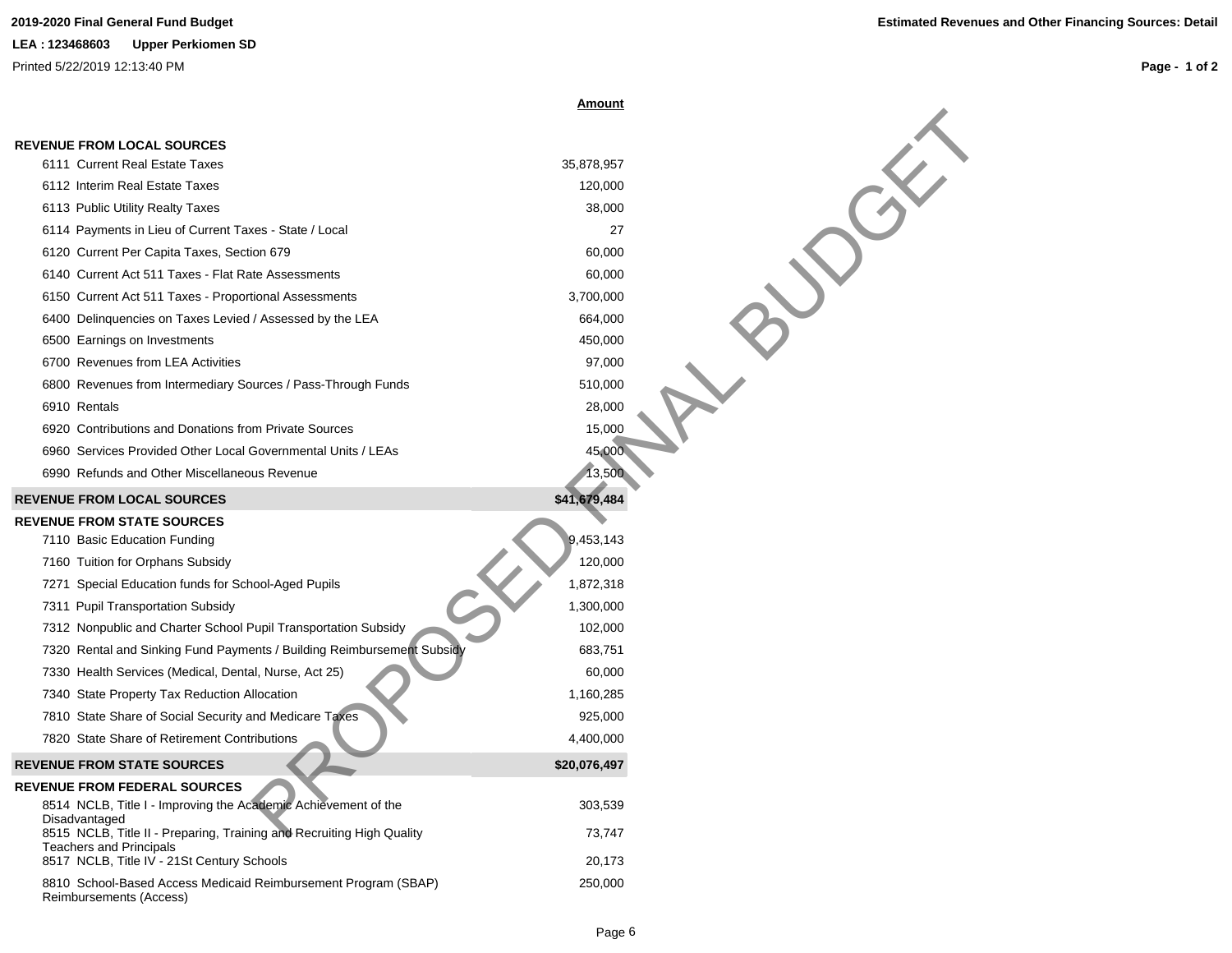**2019-2020 Final General Fund Budget**

**Estimated Revenues and Other Financing Sources: Detail**

**LEA : 123468603 Upper Perkiomen SD**

Printed 5/22/2019 12:13:40 PM

PROPOSED FINAL BUDGET

| | Amount |
|---|---|
| **REVENUE FROM LOCAL SOURCES** | |
| 6111 Current Real Estate Taxes | 35,878,957 |
| 6112 Interim Real Estate Taxes | 120,000 |
| 6113 Public Utility Realty Taxes | 38,000 |
| 6114 Payments in Lieu of Current Taxes - State / Local | 27 |
| 6120 Current Per Capita Taxes, Section 679 | 60,000 |
| 6140 Current Act 511 Taxes - Flat Rate Assessments | 60,000 |
| 6150 Current Act 511 Taxes - Proportional Assessments | 3,700,000 |
| 6400 Delinquencies on Taxes Levied / Assessed by the LEA | 664,000 |
| 6500 Earnings on Investments | 450,000 |
| 6700 Revenues from LEA Activities | 97,000 |
| 6800 Revenues from Intermediary Sources / Pass-Through Funds | 510,000 |
| 6910 Rentals | 28,000 |
| 6920 Contributions and Donations from Private Sources | 15,000 |
| 6960 Services Provided Other Local Governmental Units / LEAs | 45,000 |
| 6990 Refunds and Other Miscellaneous Revenue | 13,500 |
| **REVENUE FROM LOCAL SOURCES** | **$41,679,484** |
| **REVENUE FROM STATE SOURCES** | |
| 7110 Basic Education Funding | 9,453,143 |
| 7160 Tuition for Orphans Subsidy | 120,000 |
| 7271 Special Education funds for School-Aged Pupils | 1,872,318 |
| 7311 Pupil Transportation Subsidy | 1,300,000 |
| 7312 Nonpublic and Charter School Pupil Transportation Subsidy | 102,000 |
| 7320 Rental and Sinking Fund Payments / Building Reimbursement Subsidy | 683,751 |
| 7330 Health Services (Medical, Dental, Nurse, Act 25) | 60,000 |
| 7340 State Property Tax Reduction Allocation | 1,160,285 |
| 7810 State Share of Social Security and Medicare Taxes | 925,000 |
| 7820 State Share of Retirement Contributions | 4,400,000 |
| **REVENUE FROM STATE SOURCES** | **$20,076,497** |
| **REVENUE FROM FEDERAL SOURCES** | |
| 8514 NCLB, Title I - Improving the Academic Achievement of the Disadvantaged | 303,539 |
| 8515 NCLB, Title II - Preparing, Training and Recruiting High Quality Teachers and Principals | 73,747 |
| 8517 NCLB, Title IV - 21St Century Schools | 20,173 |
| 8810 School-Based Access Medicaid Reimbursement Program (SBAP) Reimbursements (Access) | 250,000 |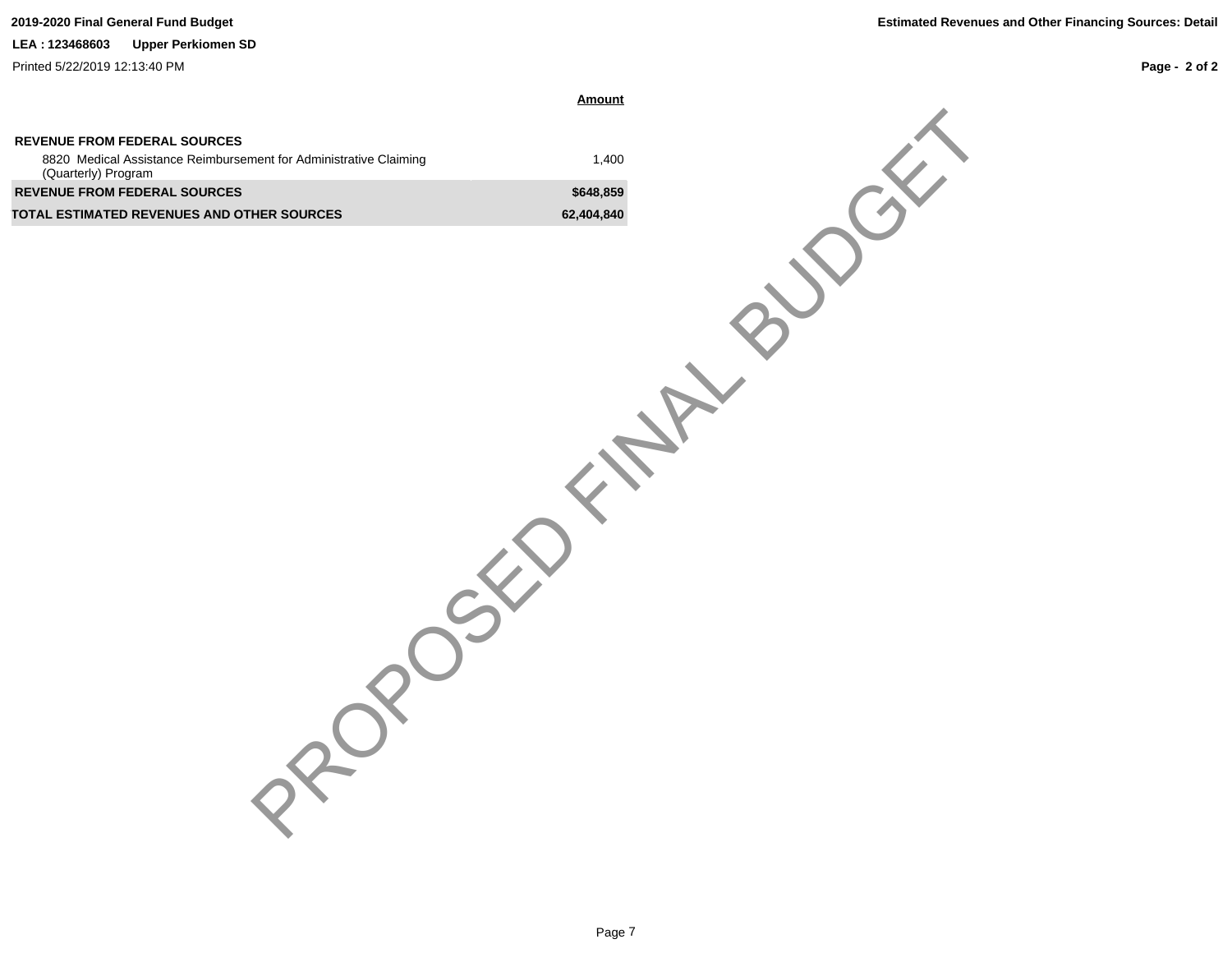| | Amount |
|---|---|
| **REVENUE FROM FEDERAL SOURCES** | |
| 8820 Medical Assistance Reimbursement for Administrative Claiming (Quarterly) Program | 1,400 |
| **REVENUE FROM FEDERAL SOURCES** | **$648,859** |
| **TOTAL ESTIMATED REVENUES AND OTHER SOURCES** | **62,404,840** |

PROPOSED FINAL BUDGET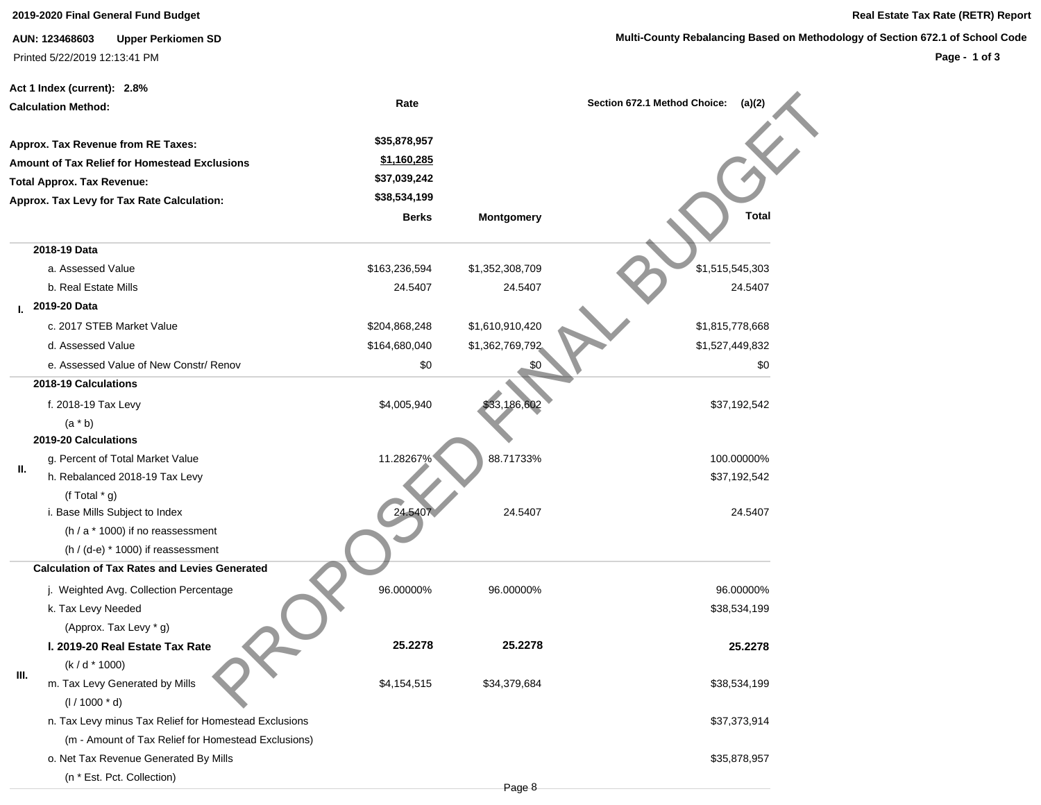**2019-2020 Final General Fund Budget**

**Real Estate Tax Rate (RETR) Report**

**AUN: 123468603 Upper Perkiomen SD**

**Multi-County Rebalancing Based on Methodology of Section 672.1 of School Code**

Printed 5/22/2019 12:13:41 PM

**Act 1 Index (current): 2.8%**

**Calculation Method:** Rate

**Section 672.1 Method Choice: (a)(2)**

| | |
|---|---|
| **Approx. Tax Revenue from RE Taxes:** | **$35,878,957** |
| **Amount of Tax Relief for Homestead Exclusions** | **$1,160,285** |
| **Total Approx. Tax Revenue:** | **$37,039,242** |
| **Approx. Tax Levy for Tax Rate Calculation:** | **$38,534,199** |

| | | Berks | Montgomery | Total |
|---|---|---|---|---|
| I. | **2018-19 Data** | | | |
| | a. Assessed Value | $163,236,594 | $1,352,308,709 | $1,515,545,303 |
| | b. Real Estate Mills | 24.5407 | 24.5407 | 24.5407 |
| | **2019-20 Data** | | | |
| | c. 2017 STEB Market Value | $204,868,248 | $1,610,910,420 | $1,815,778,668 |
| | d. Assessed Value | $164,680,040 | $1,362,769,792 | $1,527,449,832 |
| | e. Assessed Value of New Constr/ Renov | $0 | $0 | $0 |
| II. | **2018-19 Calculations** | | | |
| | f. 2018-19 Tax Levy (a * b) | $4,005,940 | $33,186,602 | $37,192,542 |
| | **2019-20 Calculations** | | | |
| | g. Percent of Total Market Value | 11.28267% | 88.71733% | 100.00000% |
| | h. Rebalanced 2018-19 Tax Levy (f Total * g) | | | $37,192,542 |
| | i. Base Mills Subject to Index (h / a * 1000) if no reassessment (h / (d-e) * 1000) if reassessment | 24.5407 | 24.5407 | 24.5407 |
| III. | **Calculation of Tax Rates and Levies Generated** | | | |
| | j. Weighted Avg. Collection Percentage | 96.00000% | 96.00000% | 96.00000% |
| | k. Tax Levy Needed (Approx. Tax Levy * g) | | | $38,534,199 |
| | **l. 2019-20 Real Estate Tax Rate** (k / d * 1000) | **25.2278** | **25.2278** | **25.2278** |
| | m. Tax Levy Generated by Mills (l / 1000 * d) | $4,154,515 | $34,379,684 | $38,534,199 |
| | n. Tax Levy minus Tax Relief for Homestead Exclusions (m - Amount of Tax Relief for Homestead Exclusions) | | | $37,373,914 |
| | o. Net Tax Revenue Generated By Mills (n * Est. Pct. Collection) | | | $35,878,957 |

PROPOSED FINAL BUDGET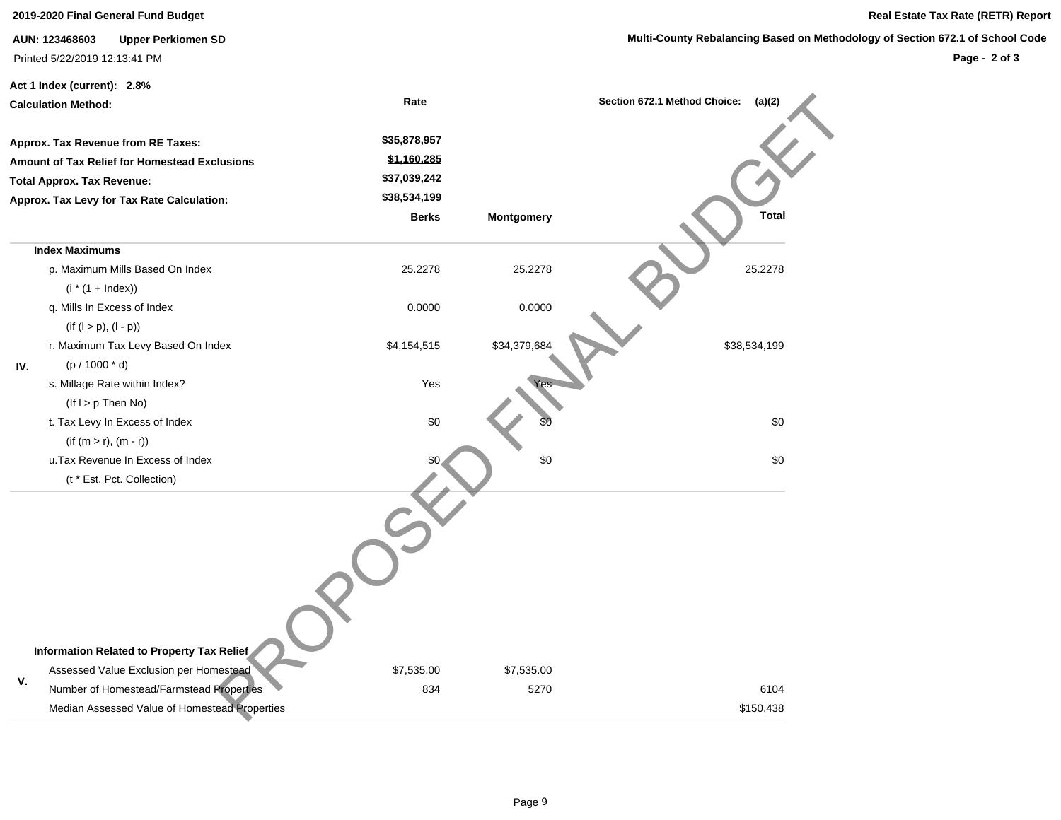2019-2020 Final General Fund Budget

**Real Estate Tax Rate (RETR) Report**

**AUN: 123468603 Upper Perkiomen SD**

**Multi-County Rebalancing Based on Methodology of Section 672.1 of School Code**

Printed 5/22/2019 12:13:41 PM

**Act 1 Index (current): 2.8%**

**Calculation Method:** Rate

**Section 672.1 Method Choice: (a)(2)**

| | |
|---|---|
| **Approx. Tax Revenue from RE Taxes:** | **$35,878,957** |
| **Amount of Tax Relief for Homestead Exclusions** | **$1,160,285** |
| **Total Approx. Tax Revenue:** | **$37,039,242** |
| **Approx. Tax Levy for Tax Rate Calculation:** | **$38,534,199** |

| | | Berks | Montgomery | Total |
|---|---|---|---|---|
| | **Index Maximums** | | | |
| | p. Maximum Mills Based On Index (i * (1 + Index)) | 25.2278 | 25.2278 | 25.2278 |
| | q. Mills In Excess of Index (if (l > p), (l - p)) | 0.0000 | 0.0000 | |
| IV. | r. Maximum Tax Levy Based On Index (p / 1000 * d) | $4,154,515 | $34,379,684 | $38,534,199 |
| | s. Millage Rate within Index? (If l > p Then No) | Yes | Yes | |
| | t. Tax Levy In Excess of Index (if (m > r), (m - r)) | $0 | $0 | $0 |
| | u.Tax Revenue In Excess of Index (t * Est. Pct. Collection) | $0 | $0 | $0 |

| | | Berks | Montgomery | Total |
|---|---|---|---|---|
| | **Information Related to Property Tax Relief** | | | |
| V. | Assessed Value Exclusion per Homestead | $7,535.00 | $7,535.00 | |
| | Number of Homestead/Farmstead Properties | 834 | 5270 | 6104 |
| | Median Assessed Value of Homestead Properties | | | $150,438 |

PROPOSED FINAL BUDGET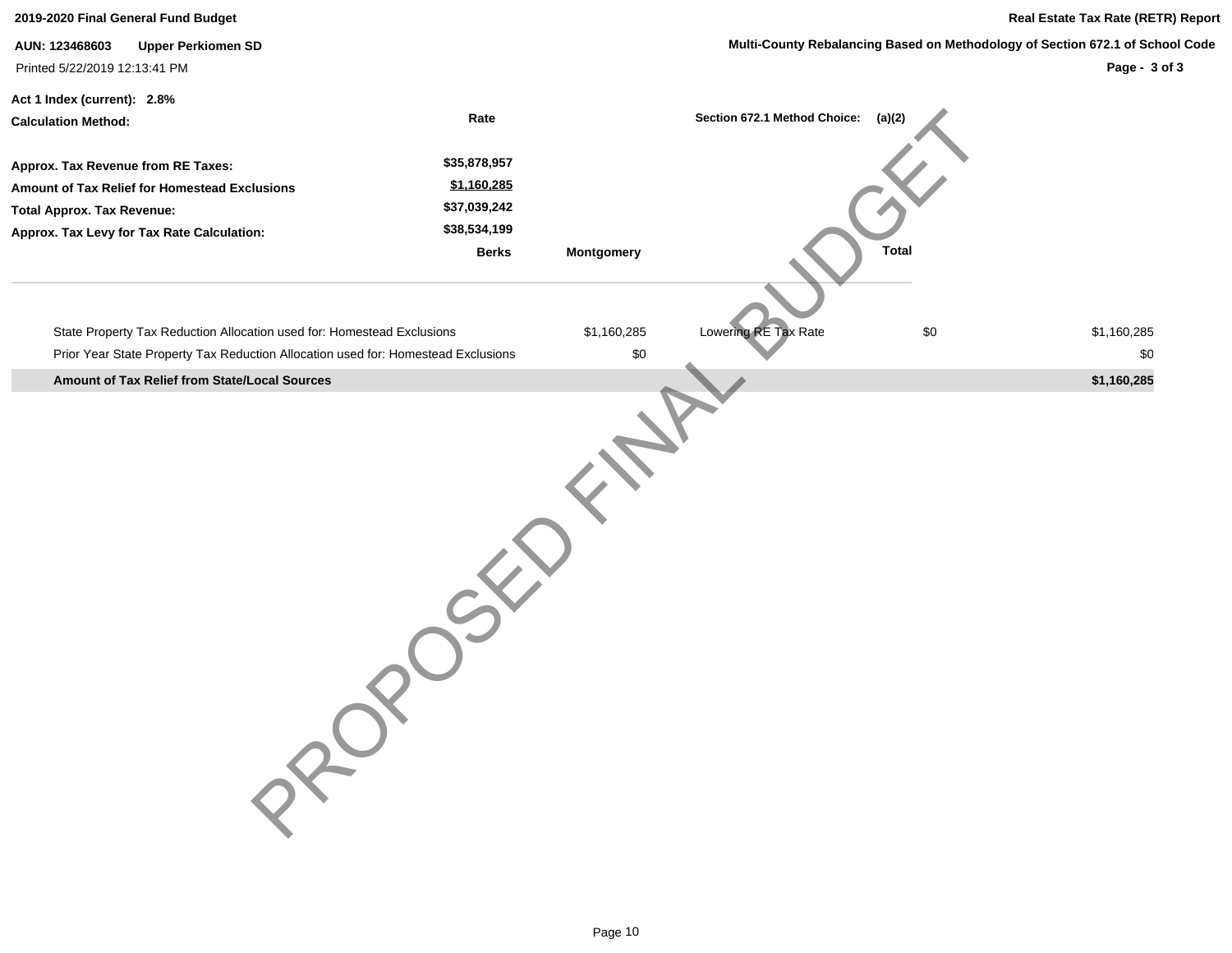**2019-2020 Final General Fund Budget**

**Real Estate Tax Rate (RETR) Report**

**AUN: 123468603 Upper Perkiomen SD**

**Multi-County Rebalancing Based on Methodology of Section 672.1 of School Code**

Printed 5/22/2019 12:13:41 PM

**Act 1 Index (current): 2.8%**

**Calculation Method:** Rate

**Section 672.1 Method Choice:** (a)(2)

| | |
|---|---|
| **Approx. Tax Revenue from RE Taxes:** | **$35,878,957** |
| **Amount of Tax Relief for Homestead Exclusions** | **$1,160,285** |
| **Total Approx. Tax Revenue:** | **$37,039,242** |
| **Approx. Tax Levy for Tax Rate Calculation:** | **$38,534,199** |

| | Berks | Montgomery | | | Total |
|---|---|---|---|---|---|
| State Property Tax Reduction Allocation used for: Homestead Exclusions | $1,160,285 | | Lowering RE Tax Rate | $0 | $1,160,285 |
| Prior Year State Property Tax Reduction Allocation used for: Homestead Exclusions | $0 | | | | $0 |
| **Amount of Tax Relief from State/Local Sources** | | | | | **$1,160,285** |

PROPOSED FINAL BUDGET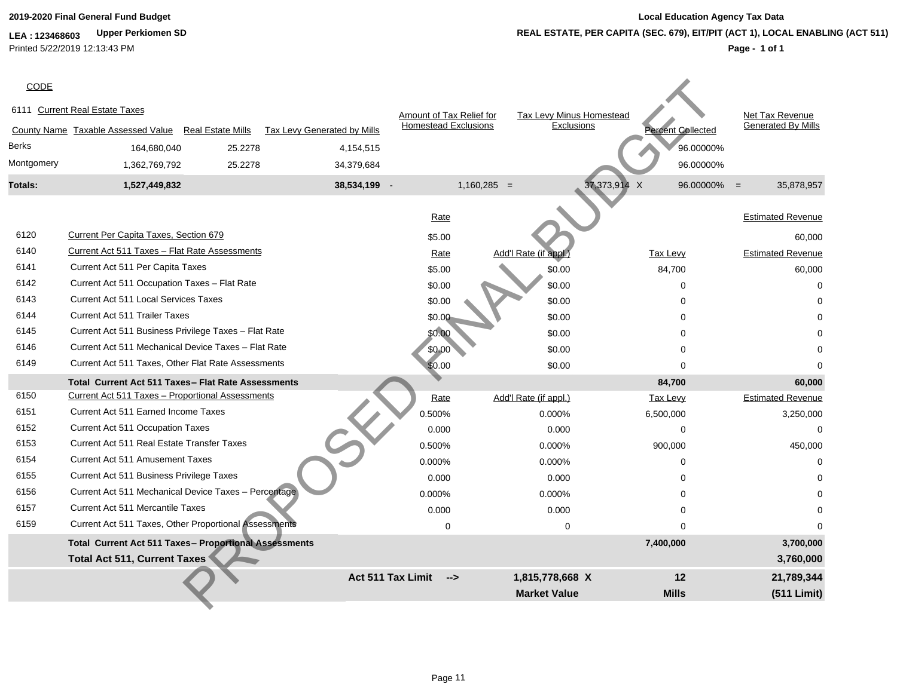**2019-2020 Final General Fund Budget**

**LEA : 123468603 Upper Perkiomen SD**

Printed 5/22/2019 12:13:43 PM

**Local Education Agency Tax Data**

**REAL ESTATE, PER CAPITA (SEC. 679), EIT/PIT (ACT 1), LOCAL ENABLING (ACT 511)**

PROPOSED FINAL BUDGET

CODE

6111 Current Real Estate Taxes

| County Name | Taxable Assessed Value | Real Estate Mills | Tax Levy Generated by Mills | | Amount of Tax Relief for Homestead Exclusions | | Tax Levy Minus Homestead Exclusions | | Percent Collected | | Net Tax Revenue Generated By Mills |
|---|---|---|---|---|---|---|---|---|---|---|---|
| Berks | 164,680,040 | 25.2278 | 4,154,515 | | | | | | 96.00000% | | |
| Montgomery | 1,362,769,792 | 25.2278 | 34,379,684 | | | | | | 96.00000% | | |
| **Totals:** | **1,527,449,832** | | **38,534,199** | - | 1,160,285 | = | 37,373,914 | X | 96.00000% | = | 35,878,957 |

| Code | Description | Rate | Add'l Rate (if appl.) | Tax Levy | Estimated Revenue |
|---|---|---|---|---|---|
| 6120 | Current Per Capita Taxes, Section 679 | $5.00 | | | 60,000 |
| 6140 | Current Act 511 Taxes – Flat Rate Assessments | Rate | Add'l Rate (if appl.) | Tax Levy | Estimated Revenue |
| 6141 | Current Act 511 Per Capita Taxes | $5.00 | $0.00 | 84,700 | 60,000 |
| 6142 | Current Act 511 Occupation Taxes – Flat Rate | $0.00 | $0.00 | 0 | 0 |
| 6143 | Current Act 511 Local Services Taxes | $0.00 | $0.00 | 0 | 0 |
| 6144 | Current Act 511 Trailer Taxes | $0.00 | $0.00 | 0 | 0 |
| 6145 | Current Act 511 Business Privilege Taxes – Flat Rate | $0.00 | $0.00 | 0 | 0 |
| 6146 | Current Act 511 Mechanical Device Taxes – Flat Rate | $0.00 | $0.00 | 0 | 0 |
| 6149 | Current Act 511 Taxes, Other Flat Rate Assessments | $0.00 | $0.00 | 0 | 0 |
| | **Total Current Act 511 Taxes– Flat Rate Assessments** | | | **84,700** | **60,000** |
| 6150 | Current Act 511 Taxes – Proportional Assessments | Rate | Add'l Rate (if appl.) | Tax Levy | Estimated Revenue |
| 6151 | Current Act 511 Earned Income Taxes | 0.500% | 0.000% | 6,500,000 | 3,250,000 |
| 6152 | Current Act 511 Occupation Taxes | 0.000 | 0.000 | 0 | 0 |
| 6153 | Current Act 511 Real Estate Transfer Taxes | 0.500% | 0.000% | 900,000 | 450,000 |
| 6154 | Current Act 511 Amusement Taxes | 0.000% | 0.000% | 0 | 0 |
| 6155 | Current Act 511 Business Privilege Taxes | 0.000 | 0.000 | 0 | 0 |
| 6156 | Current Act 511 Mechanical Device Taxes – Percentage | 0.000% | 0.000% | 0 | 0 |
| 6157 | Current Act 511 Mercantile Taxes | 0.000 | 0.000 | 0 | 0 |
| 6159 | Current Act 511 Taxes, Other Proportional Assessments | 0 | 0 | 0 | 0 |
| | **Total Current Act 511 Taxes– Proportional Assessments** | | | **7,400,000** | **3,700,000** |
| | **Total Act 511, Current Taxes** | | | | **3,760,000** |
| | | **Act 511 Tax Limit -->** | **1,815,778,668 X** | **12** | **21,789,344** |
| | | | **Market Value** | **Mills** | **(511 Limit)** |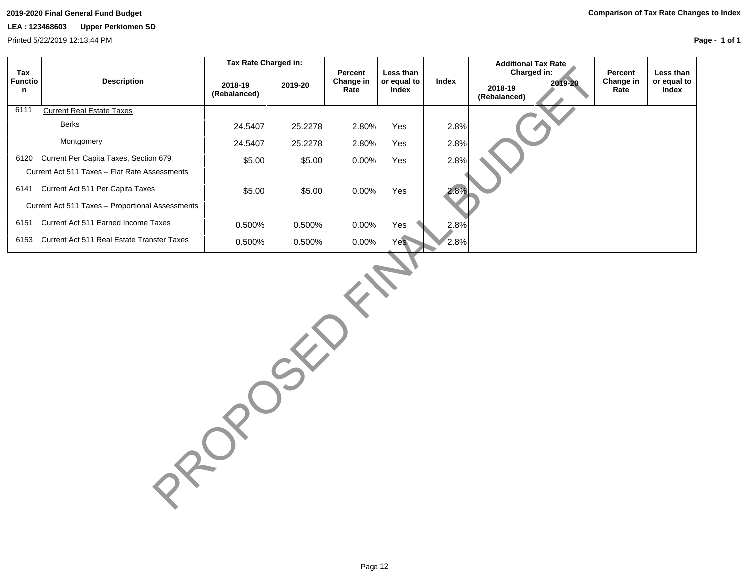2019-2020 Final General Fund Budget

LEA : 123468603 Upper Perkiomen SD

Printed 5/22/2019 12:13:44 PM

## Comparison of Tax Rate Changes to Index

| Tax Function | Description | Tax Rate Charged in: | | Percent Change in Rate | Less than or equal to Index | Index | Additional Tax Rate Charged in: | | Percent Change in Rate | Less than or equal to Index |
|---|---|---|---|---|---|---|---|---|---|---|
| | | 2018-19 (Rebalanced) | 2019-20 | | | | 2018-19 (Rebalanced) | 2019-20 | | |
| 6111 | Current Real Estate Taxes | | | | | | | | | |
| | Berks | 24.5407 | 25.2278 | 2.80% | Yes | 2.8% | | | | |
| | Montgomery | 24.5407 | 25.2278 | 2.80% | Yes | 2.8% | | | | |
| 6120 | Current Per Capita Taxes, Section 679 | $5.00 | $5.00 | 0.00% | Yes | 2.8% | | | | |
| | Current Act 511 Taxes – Flat Rate Assessments | | | | | | | | | |
| 6141 | Current Act 511 Per Capita Taxes | $5.00 | $5.00 | 0.00% | Yes | 2.8% | | | | |
| | Current Act 511 Taxes – Proportional Assessments | | | | | | | | | |
| 6151 | Current Act 511 Earned Income Taxes | 0.500% | 0.500% | 0.00% | Yes | 2.8% | | | | |
| 6153 | Current Act 511 Real Estate Transfer Taxes | 0.500% | 0.500% | 0.00% | Yes | 2.8% | | | | |

PROPOSED FINAL BUDGET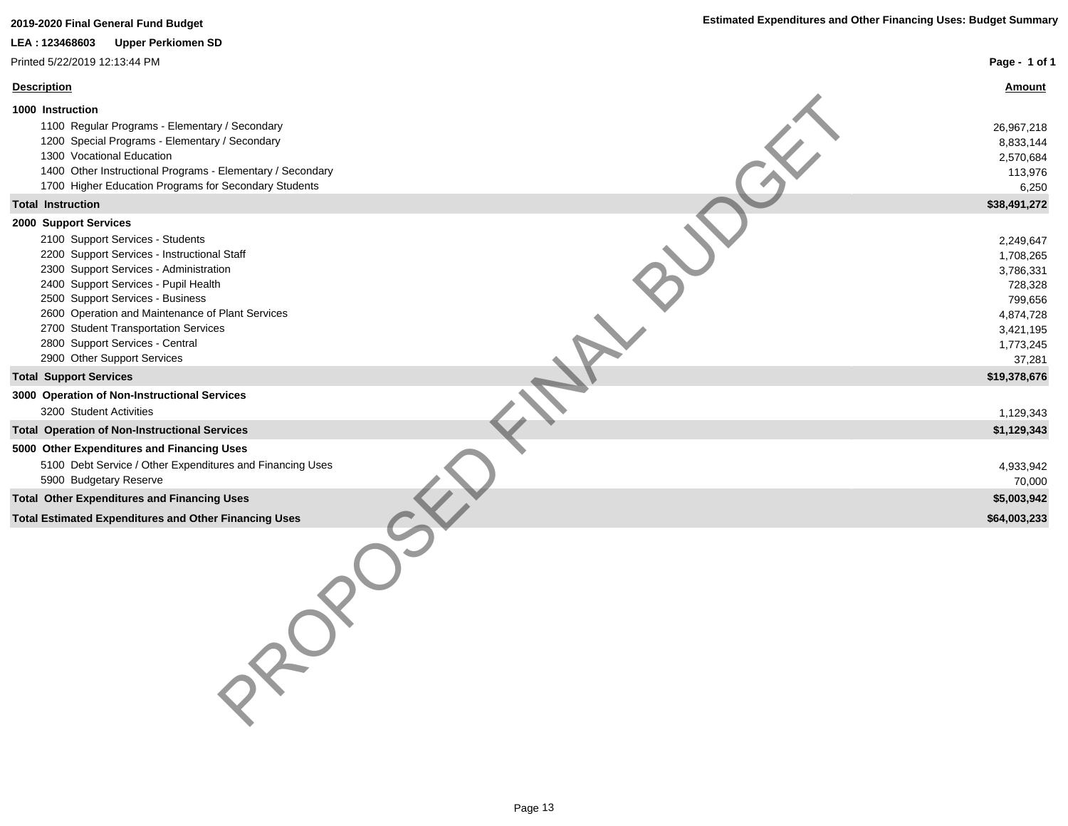**2019-2020 Final General Fund Budget**

**Estimated Expenditures and Other Financing Uses: Budget Summary**

**LEA : 123468603 Upper Perkiomen SD**

Printed 5/22/2019 12:13:44 PM

| Description | Amount |
|---|---|
| **1000 Instruction** | |
| 1100 Regular Programs - Elementary / Secondary | 26,967,218 |
| 1200 Special Programs - Elementary / Secondary | 8,833,144 |
| 1300 Vocational Education | 2,570,684 |
| 1400 Other Instructional Programs - Elementary / Secondary | 113,976 |
| 1700 Higher Education Programs for Secondary Students | 6,250 |
| **Total Instruction** | **$38,491,272** |
| **2000 Support Services** | |
| 2100 Support Services - Students | 2,249,647 |
| 2200 Support Services - Instructional Staff | 1,708,265 |
| 2300 Support Services - Administration | 3,786,331 |
| 2400 Support Services - Pupil Health | 728,328 |
| 2500 Support Services - Business | 799,656 |
| 2600 Operation and Maintenance of Plant Services | 4,874,728 |
| 2700 Student Transportation Services | 3,421,195 |
| 2800 Support Services - Central | 1,773,245 |
| 2900 Other Support Services | 37,281 |
| **Total Support Services** | **$19,378,676** |
| **3000 Operation of Non-Instructional Services** | |
| 3200 Student Activities | 1,129,343 |
| **Total Operation of Non-Instructional Services** | **$1,129,343** |
| **5000 Other Expenditures and Financing Uses** | |
| 5100 Debt Service / Other Expenditures and Financing Uses | 4,933,942 |
| 5900 Budgetary Reserve | 70,000 |
| **Total Other Expenditures and Financing Uses** | **$5,003,942** |
| **Total Estimated Expenditures and Other Financing Uses** | **$64,003,233** |

PROPOSED FINAL BUDGET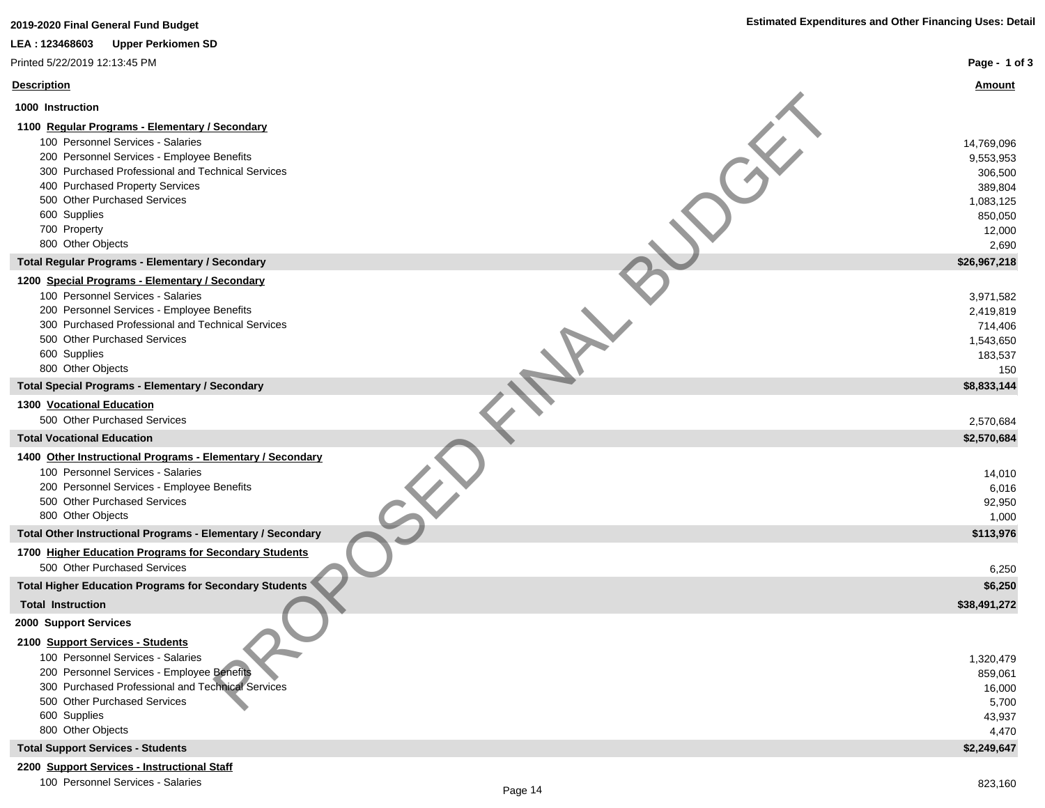2019-2020 Final General Fund Budget

**Estimated Expenditures and Other Financing Uses: Detail**

**LEA : 123468603 Upper Perkiomen SD**

Printed 5/22/2019 12:13:45 PM

PROPOSED FINAL BUDGET

| Description | Amount |
|---|---|
| **1000 Instruction** | |
| **1100 Regular Programs - Elementary / Secondary** | |
| 100 Personnel Services - Salaries | 14,769,096 |
| 200 Personnel Services - Employee Benefits | 9,553,953 |
| 300 Purchased Professional and Technical Services | 306,500 |
| 400 Purchased Property Services | 389,804 |
| 500 Other Purchased Services | 1,083,125 |
| 600 Supplies | 850,050 |
| 700 Property | 12,000 |
| 800 Other Objects | 2,690 |
| **Total Regular Programs - Elementary / Secondary** | **$26,967,218** |
| **1200 Special Programs - Elementary / Secondary** | |
| 100 Personnel Services - Salaries | 3,971,582 |
| 200 Personnel Services - Employee Benefits | 2,419,819 |
| 300 Purchased Professional and Technical Services | 714,406 |
| 500 Other Purchased Services | 1,543,650 |
| 600 Supplies | 183,537 |
| 800 Other Objects | 150 |
| **Total Special Programs - Elementary / Secondary** | **$8,833,144** |
| **1300 Vocational Education** | |
| 500 Other Purchased Services | 2,570,684 |
| **Total Vocational Education** | **$2,570,684** |
| **1400 Other Instructional Programs - Elementary / Secondary** | |
| 100 Personnel Services - Salaries | 14,010 |
| 200 Personnel Services - Employee Benefits | 6,016 |
| 500 Other Purchased Services | 92,950 |
| 800 Other Objects | 1,000 |
| **Total Other Instructional Programs - Elementary / Secondary** | **$113,976** |
| **1700 Higher Education Programs for Secondary Students** | |
| 500 Other Purchased Services | 6,250 |
| **Total Higher Education Programs for Secondary Students** | **$6,250** |
| **Total Instruction** | **$38,491,272** |
| **2000 Support Services** | |
| **2100 Support Services - Students** | |
| 100 Personnel Services - Salaries | 1,320,479 |
| 200 Personnel Services - Employee Benefits | 859,061 |
| 300 Purchased Professional and Technical Services | 16,000 |
| 500 Other Purchased Services | 5,700 |
| 600 Supplies | 43,937 |
| 800 Other Objects | 4,470 |
| **Total Support Services - Students** | **$2,249,647** |
| **2200 Support Services - Instructional Staff** | |
| 100 Personnel Services - Salaries | 823,160 |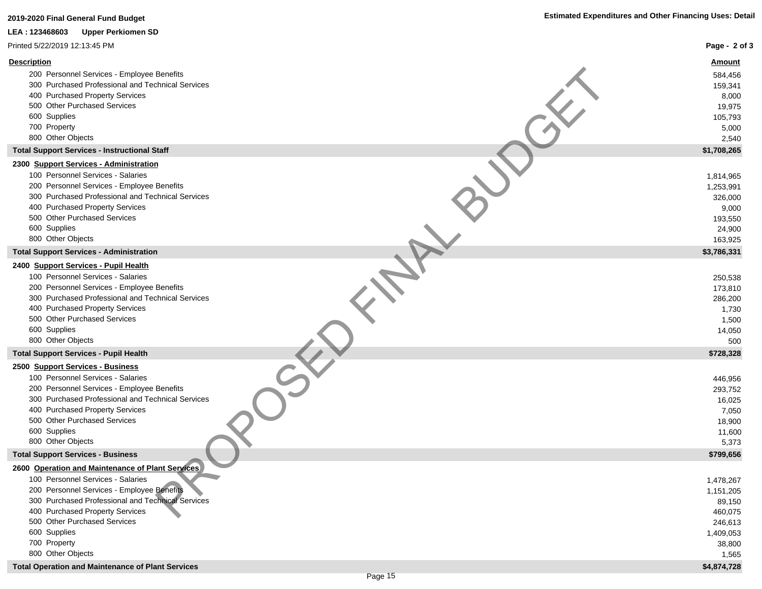2019-2020 Final General Fund Budget

LEA : 123468603 Upper Perkiomen SD

Printed 5/22/2019 12:13:45 PM

**Estimated Expenditures and Other Financing Uses: Detail**

| Description | Amount |
|---|---|
| 200 Personnel Services - Employee Benefits | 584,456 |
| 300 Purchased Professional and Technical Services | 159,341 |
| 400 Purchased Property Services | 8,000 |
| 500 Other Purchased Services | 19,975 |
| 600 Supplies | 105,793 |
| 700 Property | 5,000 |
| 800 Other Objects | 2,540 |
| **Total Support Services - Instructional Staff** | **$1,708,265** |
| **2300 Support Services - Administration** | |
| 100 Personnel Services - Salaries | 1,814,965 |
| 200 Personnel Services - Employee Benefits | 1,253,991 |
| 300 Purchased Professional and Technical Services | 326,000 |
| 400 Purchased Property Services | 9,000 |
| 500 Other Purchased Services | 193,550 |
| 600 Supplies | 24,900 |
| 800 Other Objects | 163,925 |
| **Total Support Services - Administration** | **$3,786,331** |
| **2400 Support Services - Pupil Health** | |
| 100 Personnel Services - Salaries | 250,538 |
| 200 Personnel Services - Employee Benefits | 173,810 |
| 300 Purchased Professional and Technical Services | 286,200 |
| 400 Purchased Property Services | 1,730 |
| 500 Other Purchased Services | 1,500 |
| 600 Supplies | 14,050 |
| 800 Other Objects | 500 |
| **Total Support Services - Pupil Health** | **$728,328** |
| **2500 Support Services - Business** | |
| 100 Personnel Services - Salaries | 446,956 |
| 200 Personnel Services - Employee Benefits | 293,752 |
| 300 Purchased Professional and Technical Services | 16,025 |
| 400 Purchased Property Services | 7,050 |
| 500 Other Purchased Services | 18,900 |
| 600 Supplies | 11,600 |
| 800 Other Objects | 5,373 |
| **Total Support Services - Business** | **$799,656** |
| **2600 Operation and Maintenance of Plant Services** | |
| 100 Personnel Services - Salaries | 1,478,267 |
| 200 Personnel Services - Employee Benefits | 1,151,205 |
| 300 Purchased Professional and Technical Services | 89,150 |
| 400 Purchased Property Services | 460,075 |
| 500 Other Purchased Services | 246,613 |
| 600 Supplies | 1,409,053 |
| 700 Property | 38,800 |
| 800 Other Objects | 1,565 |
| **Total Operation and Maintenance of Plant Services** | **$4,874,728** |

PROPOSED FINAL BUDGET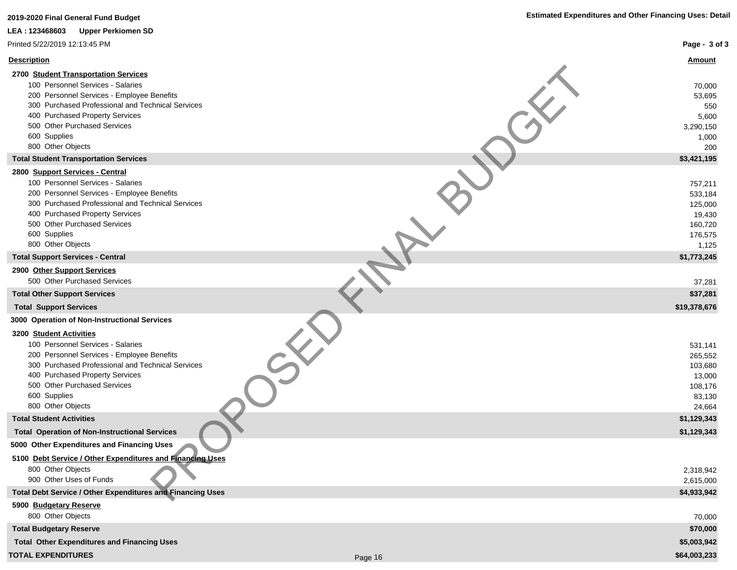**2019-2020 Final General Fund Budget**

**Estimated Expenditures and Other Financing Uses: Detail**

**LEA : 123468603 Upper Perkiomen SD**

Printed 5/22/2019 12:13:45 PM

| Description | Amount |
|---|---|
| **2700 Student Transportation Services** | |
| 100 Personnel Services - Salaries | 70,000 |
| 200 Personnel Services - Employee Benefits | 53,695 |
| 300 Purchased Professional and Technical Services | 550 |
| 400 Purchased Property Services | 5,600 |
| 500 Other Purchased Services | 3,290,150 |
| 600 Supplies | 1,000 |
| 800 Other Objects | 200 |
| **Total Student Transportation Services** | **$3,421,195** |
| **2800 Support Services - Central** | |
| 100 Personnel Services - Salaries | 757,211 |
| 200 Personnel Services - Employee Benefits | 533,184 |
| 300 Purchased Professional and Technical Services | 125,000 |
| 400 Purchased Property Services | 19,430 |
| 500 Other Purchased Services | 160,720 |
| 600 Supplies | 176,575 |
| 800 Other Objects | 1,125 |
| **Total Support Services - Central** | **$1,773,245** |
| **2900 Other Support Services** | |
| 500 Other Purchased Services | 37,281 |
| **Total Other Support Services** | **$37,281** |
| **Total Support Services** | **$19,378,676** |
| **3000 Operation of Non-Instructional Services** | |
| **3200 Student Activities** | |
| 100 Personnel Services - Salaries | 531,141 |
| 200 Personnel Services - Employee Benefits | 265,552 |
| 300 Purchased Professional and Technical Services | 103,680 |
| 400 Purchased Property Services | 13,000 |
| 500 Other Purchased Services | 108,176 |
| 600 Supplies | 83,130 |
| 800 Other Objects | 24,664 |
| **Total Student Activities** | **$1,129,343** |
| **Total Operation of Non-Instructional Services** | **$1,129,343** |
| **5000 Other Expenditures and Financing Uses** | |
| **5100 Debt Service / Other Expenditures and Financing Uses** | |
| 800 Other Objects | 2,318,942 |
| 900 Other Uses of Funds | 2,615,000 |
| **Total Debt Service / Other Expenditures and Financing Uses** | **$4,933,942** |
| **5900 Budgetary Reserve** | |
| 800 Other Objects | 70,000 |
| **Total Budgetary Reserve** | **$70,000** |
| **Total Other Expenditures and Financing Uses** | **$5,003,942** |
| **TOTAL EXPENDITURES** | **$64,003,233** |

PROPOSED FINAL BUDGET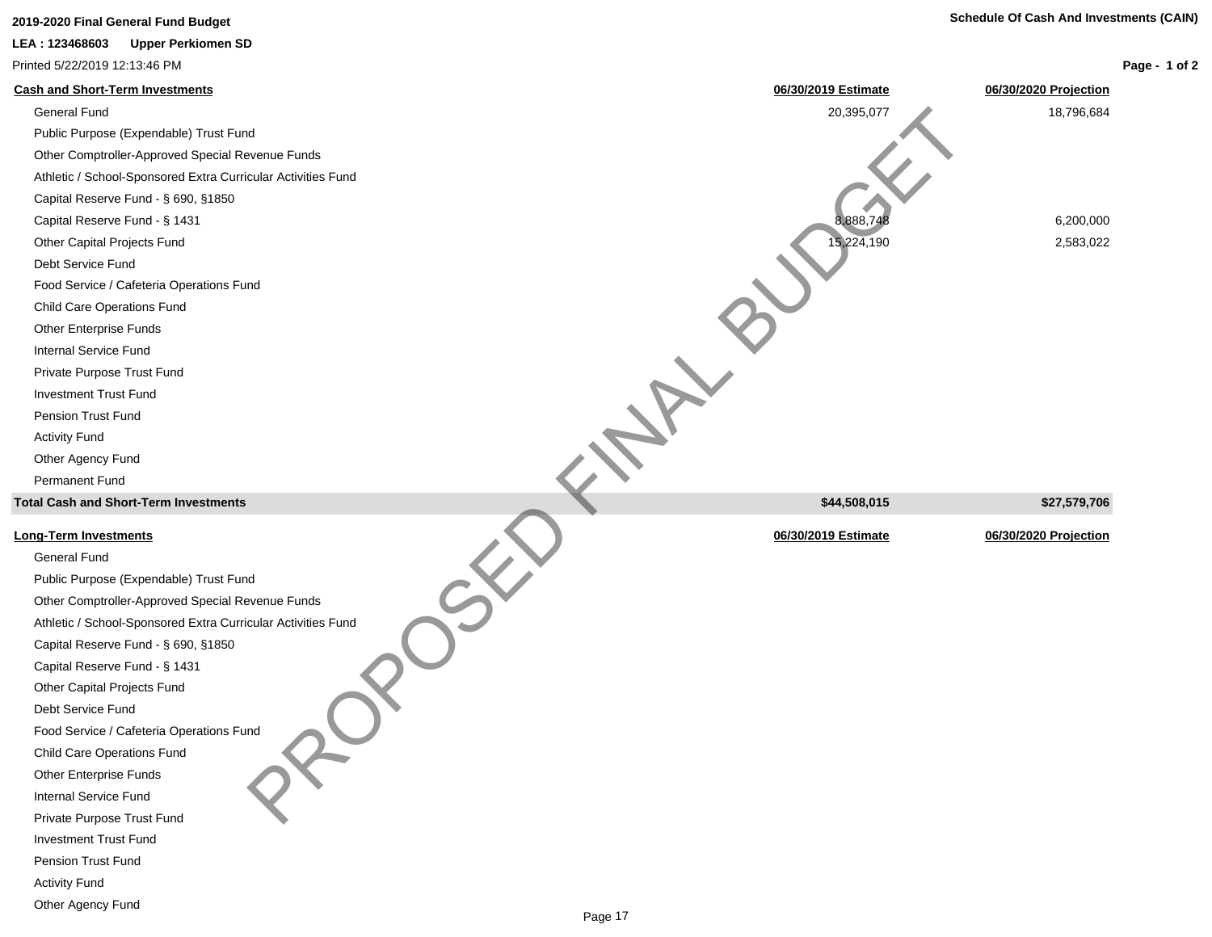**2019-2020 Final General Fund Budget**

**Schedule Of Cash And Investments (CAIN)**

**LEA : 123468603 Upper Perkiomen SD**

Printed 5/22/2019 12:13:46 PM

PROPOSED FINAL BUDGET

| Cash and Short-Term Investments | 06/30/2019 Estimate | 06/30/2020 Projection |
|---|---|---|
| General Fund | 20,395,077 | 18,796,684 |
| Public Purpose (Expendable) Trust Fund | | |
| Other Comptroller-Approved Special Revenue Funds | | |
| Athletic / School-Sponsored Extra Curricular Activities Fund | | |
| Capital Reserve Fund - § 690, §1850 | | |
| Capital Reserve Fund - § 1431 | 8,888,748 | 6,200,000 |
| Other Capital Projects Fund | 15,224,190 | 2,583,022 |
| Debt Service Fund | | |
| Food Service / Cafeteria Operations Fund | | |
| Child Care Operations Fund | | |
| Other Enterprise Funds | | |
| Internal Service Fund | | |
| Private Purpose Trust Fund | | |
| Investment Trust Fund | | |
| Pension Trust Fund | | |
| Activity Fund | | |
| Other Agency Fund | | |
| Permanent Fund | | |
| **Total Cash and Short-Term Investments** | **$44,508,015** | **$27,579,706** |

| Long-Term Investments | 06/30/2019 Estimate | 06/30/2020 Projection |
|---|---|---|
| General Fund | | |
| Public Purpose (Expendable) Trust Fund | | |
| Other Comptroller-Approved Special Revenue Funds | | |
| Athletic / School-Sponsored Extra Curricular Activities Fund | | |
| Capital Reserve Fund - § 690, §1850 | | |
| Capital Reserve Fund - § 1431 | | |
| Other Capital Projects Fund | | |
| Debt Service Fund | | |
| Food Service / Cafeteria Operations Fund | | |
| Child Care Operations Fund | | |
| Other Enterprise Funds | | |
| Internal Service Fund | | |
| Private Purpose Trust Fund | | |
| Investment Trust Fund | | |
| Pension Trust Fund | | |
| Activity Fund | | |
| Other Agency Fund | | |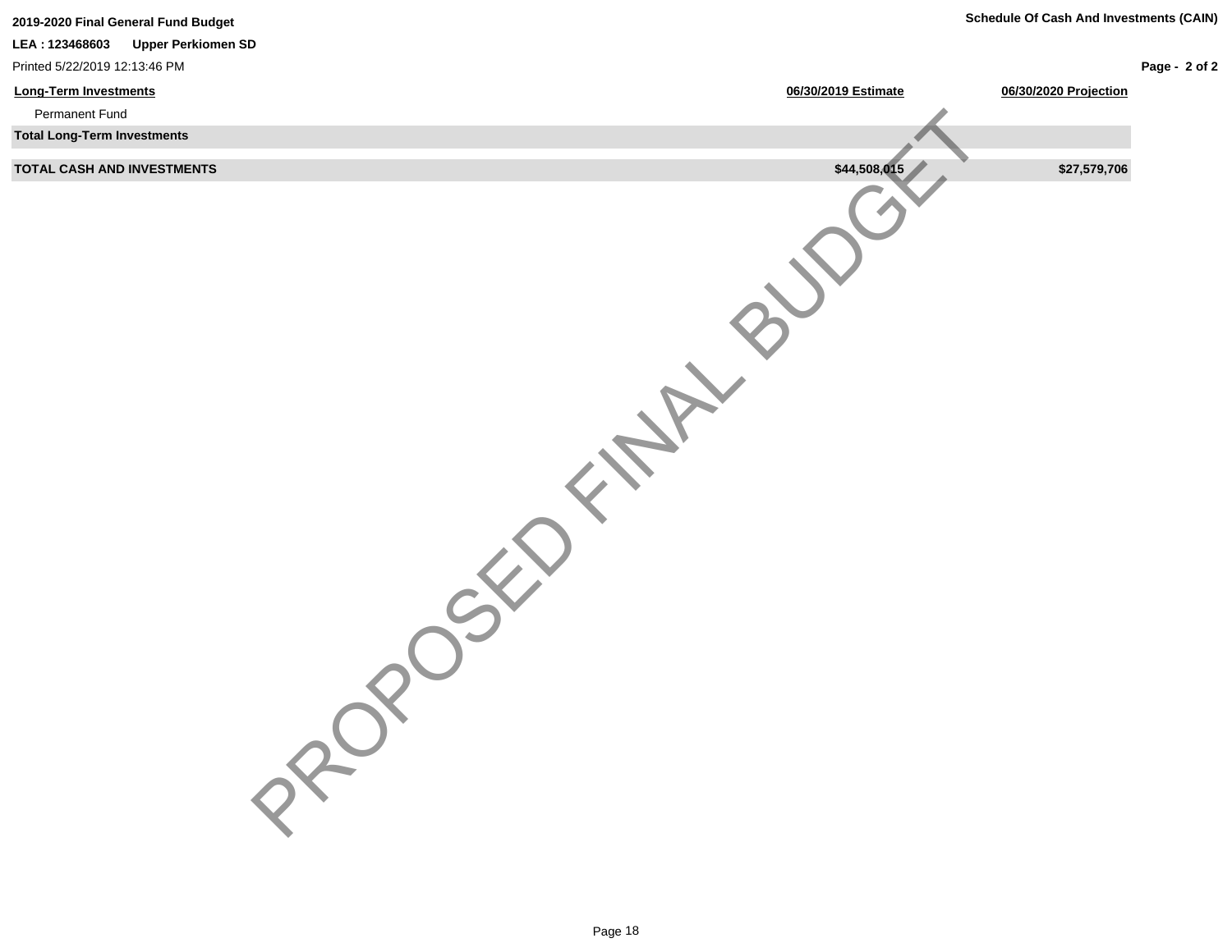| Long-Term Investments | 06/30/2019 Estimate | 06/30/2020 Projection |
|---|---|---|
| Permanent Fund | | |
| **Total Long-Term Investments** | | |
| **TOTAL CASH AND INVESTMENTS** | **$44,508,015** | **$27,579,706** |

PROPOSED FINAL BUDGET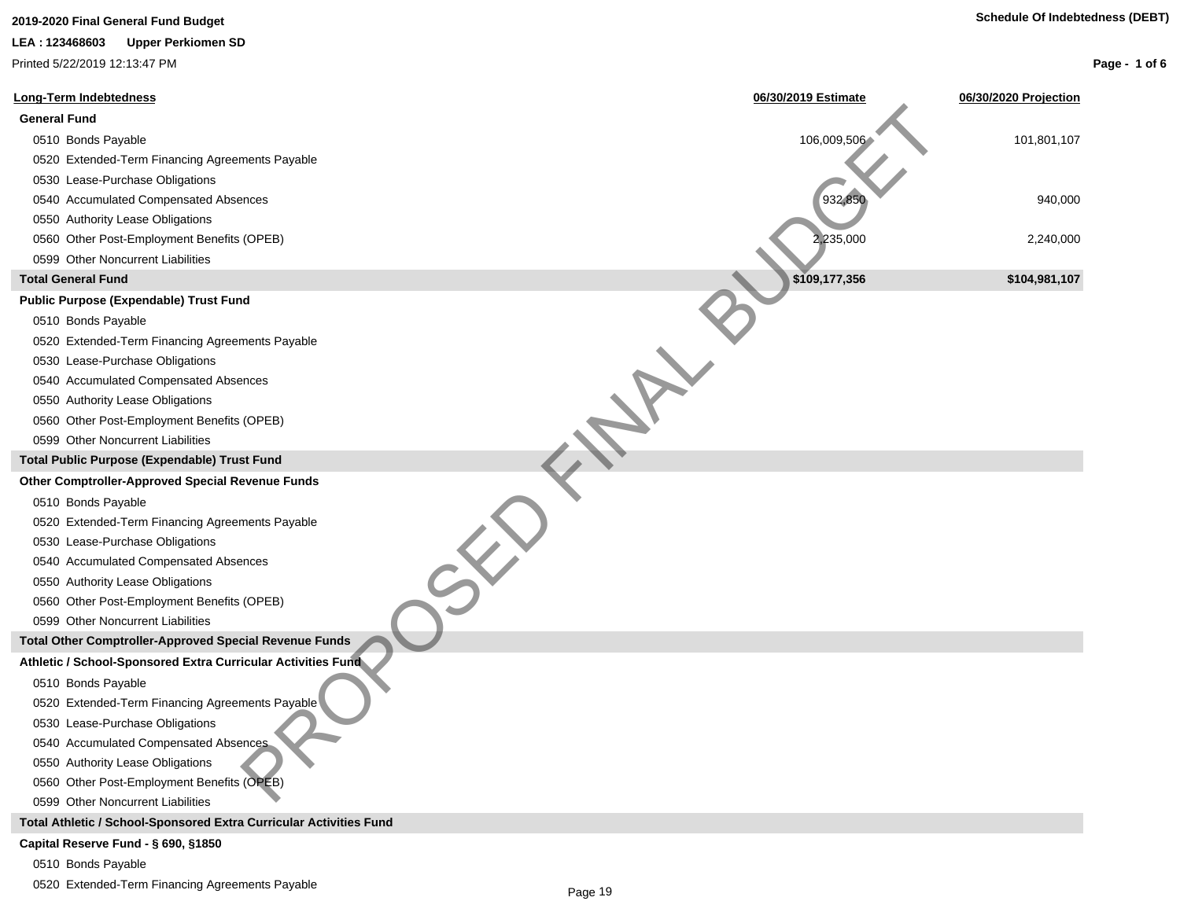2019-2020 Final General Fund Budget

LEA : 123468603 Upper Perkiomen SD

Printed 5/22/2019 12:13:47 PM

Schedule Of Indebtedness (DEBT)

PROPOSED FINAL BUDGET

| Long-Term Indebtedness | 06/30/2019 Estimate | 06/30/2020 Projection |
|---|---|---|
| **General Fund** | | |
| 0510 Bonds Payable | 106,009,506 | 101,801,107 |
| 0520 Extended-Term Financing Agreements Payable | | |
| 0530 Lease-Purchase Obligations | | |
| 0540 Accumulated Compensated Absences | 932,850 | 940,000 |
| 0550 Authority Lease Obligations | | |
| 0560 Other Post-Employment Benefits (OPEB) | 2,235,000 | 2,240,000 |
| 0599 Other Noncurrent Liabilities | | |
| **Total General Fund** | **$109,177,356** | **$104,981,107** |
| **Public Purpose (Expendable) Trust Fund** | | |
| 0510 Bonds Payable | | |
| 0520 Extended-Term Financing Agreements Payable | | |
| 0530 Lease-Purchase Obligations | | |
| 0540 Accumulated Compensated Absences | | |
| 0550 Authority Lease Obligations | | |
| 0560 Other Post-Employment Benefits (OPEB) | | |
| 0599 Other Noncurrent Liabilities | | |
| **Total Public Purpose (Expendable) Trust Fund** | | |
| **Other Comptroller-Approved Special Revenue Funds** | | |
| 0510 Bonds Payable | | |
| 0520 Extended-Term Financing Agreements Payable | | |
| 0530 Lease-Purchase Obligations | | |
| 0540 Accumulated Compensated Absences | | |
| 0550 Authority Lease Obligations | | |
| 0560 Other Post-Employment Benefits (OPEB) | | |
| 0599 Other Noncurrent Liabilities | | |
| **Total Other Comptroller-Approved Special Revenue Funds** | | |
| **Athletic / School-Sponsored Extra Curricular Activities Fund** | | |
| 0510 Bonds Payable | | |
| 0520 Extended-Term Financing Agreements Payable | | |
| 0530 Lease-Purchase Obligations | | |
| 0540 Accumulated Compensated Absences | | |
| 0550 Authority Lease Obligations | | |
| 0560 Other Post-Employment Benefits (OPEB) | | |
| 0599 Other Noncurrent Liabilities | | |
| **Total Athletic / School-Sponsored Extra Curricular Activities Fund** | | |
| **Capital Reserve Fund - § 690, §1850** | | |
| 0510 Bonds Payable | | |
| 0520 Extended-Term Financing Agreements Payable | | |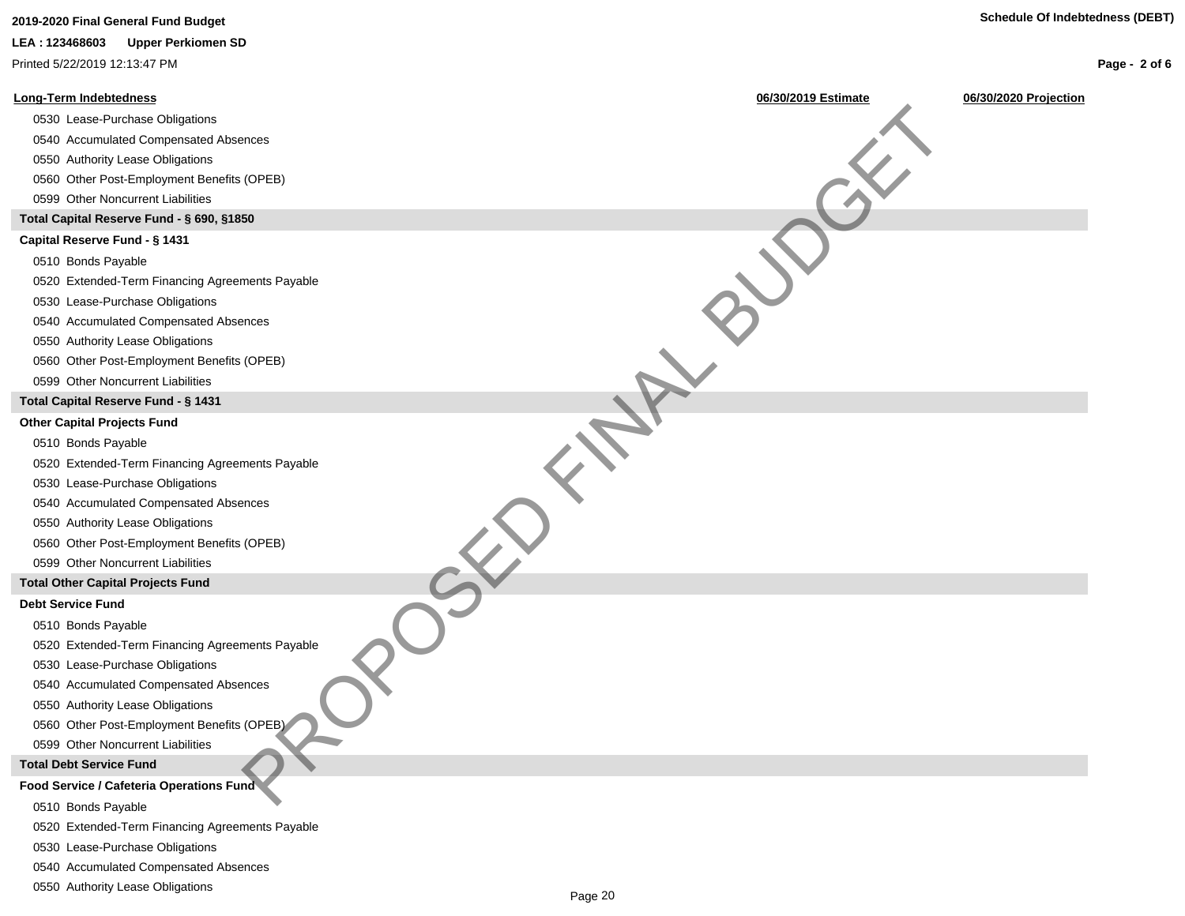| Long-Term Indebtedness | 06/30/2019 Estimate | 06/30/2020 Projection |
|---|---|---|
| 0530 Lease-Purchase Obligations | | |
| 0540 Accumulated Compensated Absences | | |
| 0550 Authority Lease Obligations | | |
| 0560 Other Post-Employment Benefits (OPEB) | | |
| 0599 Other Noncurrent Liabilities | | |
| **Total Capital Reserve Fund - § 690, §1850** | | |
| **Capital Reserve Fund - § 1431** | | |
| 0510 Bonds Payable | | |
| 0520 Extended-Term Financing Agreements Payable | | |
| 0530 Lease-Purchase Obligations | | |
| 0540 Accumulated Compensated Absences | | |
| 0550 Authority Lease Obligations | | |
| 0560 Other Post-Employment Benefits (OPEB) | | |
| 0599 Other Noncurrent Liabilities | | |
| **Total Capital Reserve Fund - § 1431** | | |
| **Other Capital Projects Fund** | | |
| 0510 Bonds Payable | | |
| 0520 Extended-Term Financing Agreements Payable | | |
| 0530 Lease-Purchase Obligations | | |
| 0540 Accumulated Compensated Absences | | |
| 0550 Authority Lease Obligations | | |
| 0560 Other Post-Employment Benefits (OPEB) | | |
| 0599 Other Noncurrent Liabilities | | |
| **Total Other Capital Projects Fund** | | |
| **Debt Service Fund** | | |
| 0510 Bonds Payable | | |
| 0520 Extended-Term Financing Agreements Payable | | |
| 0530 Lease-Purchase Obligations | | |
| 0540 Accumulated Compensated Absences | | |
| 0550 Authority Lease Obligations | | |
| 0560 Other Post-Employment Benefits (OPEB) | | |
| 0599 Other Noncurrent Liabilities | | |
| **Total Debt Service Fund** | | |
| **Food Service / Cafeteria Operations Fund** | | |
| 0510 Bonds Payable | | |
| 0520 Extended-Term Financing Agreements Payable | | |
| 0530 Lease-Purchase Obligations | | |
| 0540 Accumulated Compensated Absences | | |
| 0550 Authority Lease Obligations | | |

PROPOSED FINAL BUDGET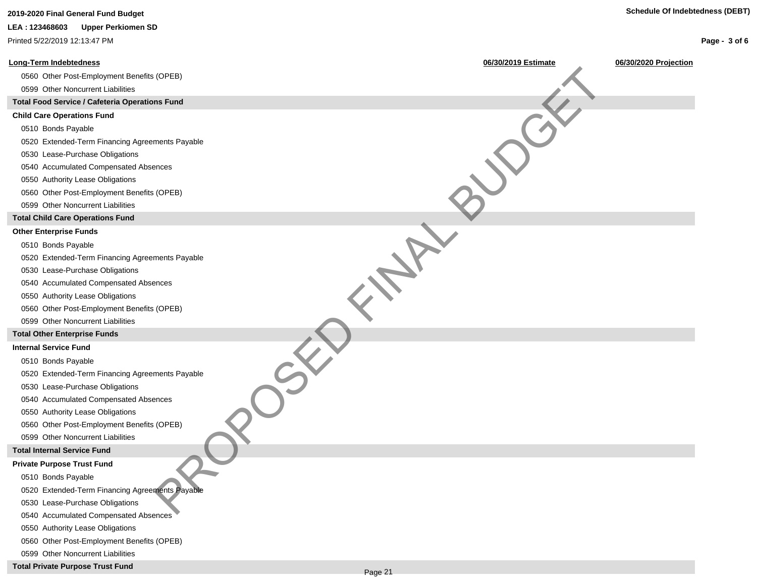# 2019-2020 Final General Fund Budget

**LEA : 123468603 Upper Perkiomen SD**

Printed 5/22/2019 12:13:47 PM

## Schedule Of Indebtedness (DEBT)

| Long-Term Indebtedness | 06/30/2019 Estimate | 06/30/2020 Projection |
|---|---|---|
| 0560 Other Post-Employment Benefits (OPEB) | | |
| 0599 Other Noncurrent Liabilities | | |
| **Total Food Service / Cafeteria Operations Fund** | | |
| **Child Care Operations Fund** | | |
| 0510 Bonds Payable | | |
| 0520 Extended-Term Financing Agreements Payable | | |
| 0530 Lease-Purchase Obligations | | |
| 0540 Accumulated Compensated Absences | | |
| 0550 Authority Lease Obligations | | |
| 0560 Other Post-Employment Benefits (OPEB) | | |
| 0599 Other Noncurrent Liabilities | | |
| **Total Child Care Operations Fund** | | |
| **Other Enterprise Funds** | | |
| 0510 Bonds Payable | | |
| 0520 Extended-Term Financing Agreements Payable | | |
| 0530 Lease-Purchase Obligations | | |
| 0540 Accumulated Compensated Absences | | |
| 0550 Authority Lease Obligations | | |
| 0560 Other Post-Employment Benefits (OPEB) | | |
| 0599 Other Noncurrent Liabilities | | |
| **Total Other Enterprise Funds** | | |
| **Internal Service Fund** | | |
| 0510 Bonds Payable | | |
| 0520 Extended-Term Financing Agreements Payable | | |
| 0530 Lease-Purchase Obligations | | |
| 0540 Accumulated Compensated Absences | | |
| 0550 Authority Lease Obligations | | |
| 0560 Other Post-Employment Benefits (OPEB) | | |
| 0599 Other Noncurrent Liabilities | | |
| **Total Internal Service Fund** | | |
| **Private Purpose Trust Fund** | | |
| 0510 Bonds Payable | | |
| 0520 Extended-Term Financing Agreements Payable | | |
| 0530 Lease-Purchase Obligations | | |
| 0540 Accumulated Compensated Absences | | |
| 0550 Authority Lease Obligations | | |
| 0560 Other Post-Employment Benefits (OPEB) | | |
| 0599 Other Noncurrent Liabilities | | |
| **Total Private Purpose Trust Fund** | | |

PROPOSED FINAL BUDGET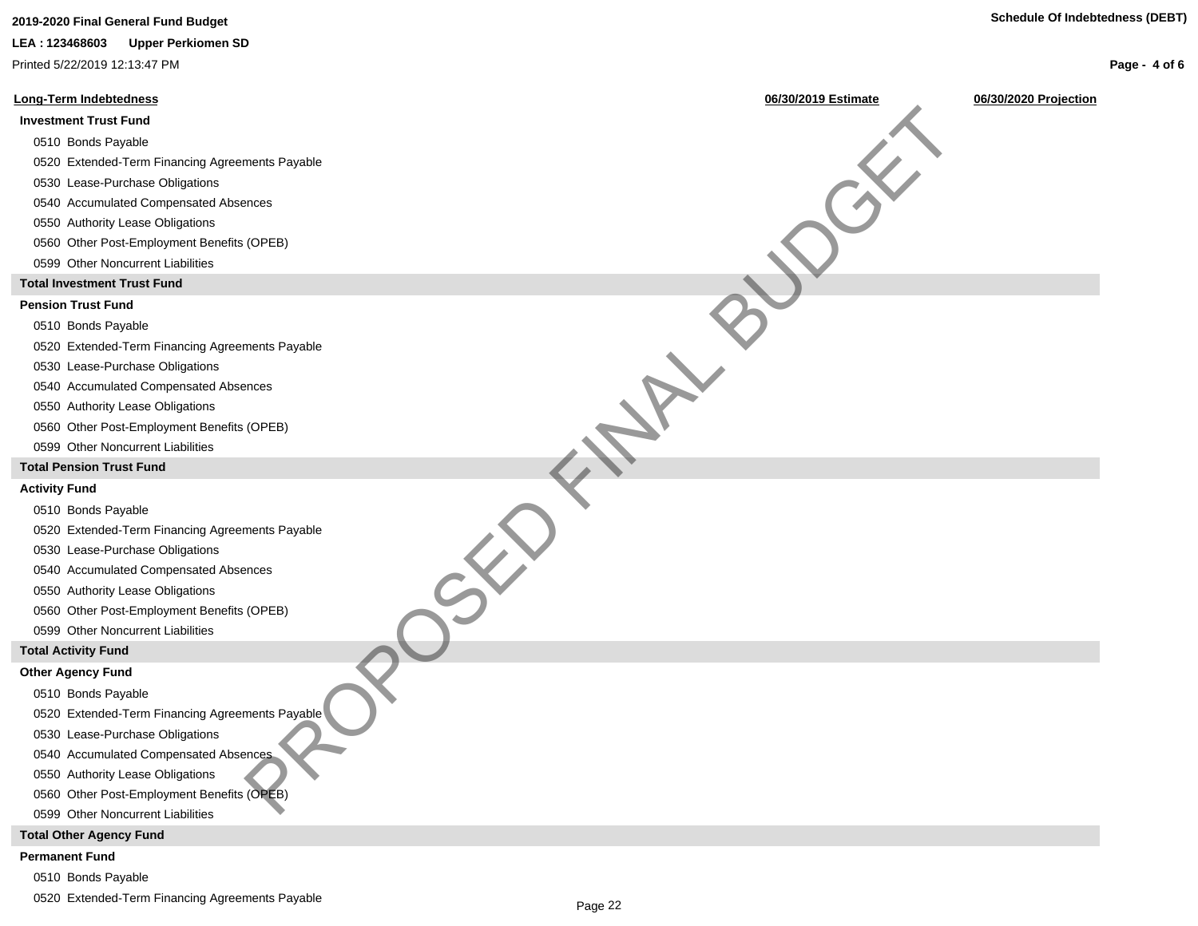**2019-2020 Final General Fund Budget**

**LEA : 123468603 Upper Perkiomen SD**

Printed 5/22/2019 12:13:47 PM

**Schedule Of Indebtedness (DEBT)**

PROPOSED FINAL BUDGET

| Long-Term Indebtedness | 06/30/2019 Estimate | 06/30/2020 Projection |
|---|---|---|
| **Investment Trust Fund** | | |
| 0510 Bonds Payable | | |
| 0520 Extended-Term Financing Agreements Payable | | |
| 0530 Lease-Purchase Obligations | | |
| 0540 Accumulated Compensated Absences | | |
| 0550 Authority Lease Obligations | | |
| 0560 Other Post-Employment Benefits (OPEB) | | |
| 0599 Other Noncurrent Liabilities | | |
| **Total Investment Trust Fund** | | |
| **Pension Trust Fund** | | |
| 0510 Bonds Payable | | |
| 0520 Extended-Term Financing Agreements Payable | | |
| 0530 Lease-Purchase Obligations | | |
| 0540 Accumulated Compensated Absences | | |
| 0550 Authority Lease Obligations | | |
| 0560 Other Post-Employment Benefits (OPEB) | | |
| 0599 Other Noncurrent Liabilities | | |
| **Total Pension Trust Fund** | | |
| **Activity Fund** | | |
| 0510 Bonds Payable | | |
| 0520 Extended-Term Financing Agreements Payable | | |
| 0530 Lease-Purchase Obligations | | |
| 0540 Accumulated Compensated Absences | | |
| 0550 Authority Lease Obligations | | |
| 0560 Other Post-Employment Benefits (OPEB) | | |
| 0599 Other Noncurrent Liabilities | | |
| **Total Activity Fund** | | |
| **Other Agency Fund** | | |
| 0510 Bonds Payable | | |
| 0520 Extended-Term Financing Agreements Payable | | |
| 0530 Lease-Purchase Obligations | | |
| 0540 Accumulated Compensated Absences | | |
| 0550 Authority Lease Obligations | | |
| 0560 Other Post-Employment Benefits (OPEB) | | |
| 0599 Other Noncurrent Liabilities | | |
| **Total Other Agency Fund** | | |
| **Permanent Fund** | | |
| 0510 Bonds Payable | | |
| 0520 Extended-Term Financing Agreements Payable | | |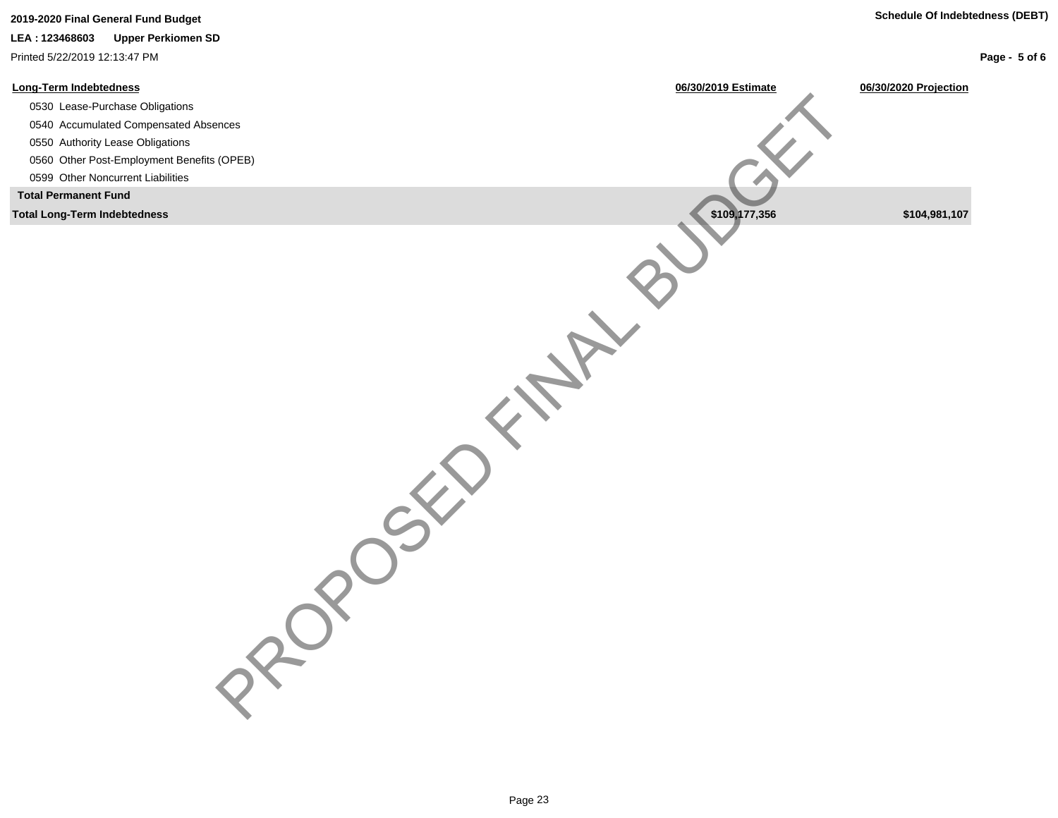| Long-Term Indebtedness | 06/30/2019 Estimate | 06/30/2020 Projection |
|---|---|---|
| 0530 Lease-Purchase Obligations | | |
| 0540 Accumulated Compensated Absences | | |
| 0550 Authority Lease Obligations | | |
| 0560 Other Post-Employment Benefits (OPEB) | | |
| 0599 Other Noncurrent Liabilities | | |
| **Total Permanent Fund** | | |
| **Total Long-Term Indebtedness** | **$109,177,356** | **$104,981,107** |

PROPOSED FINAL BUDGET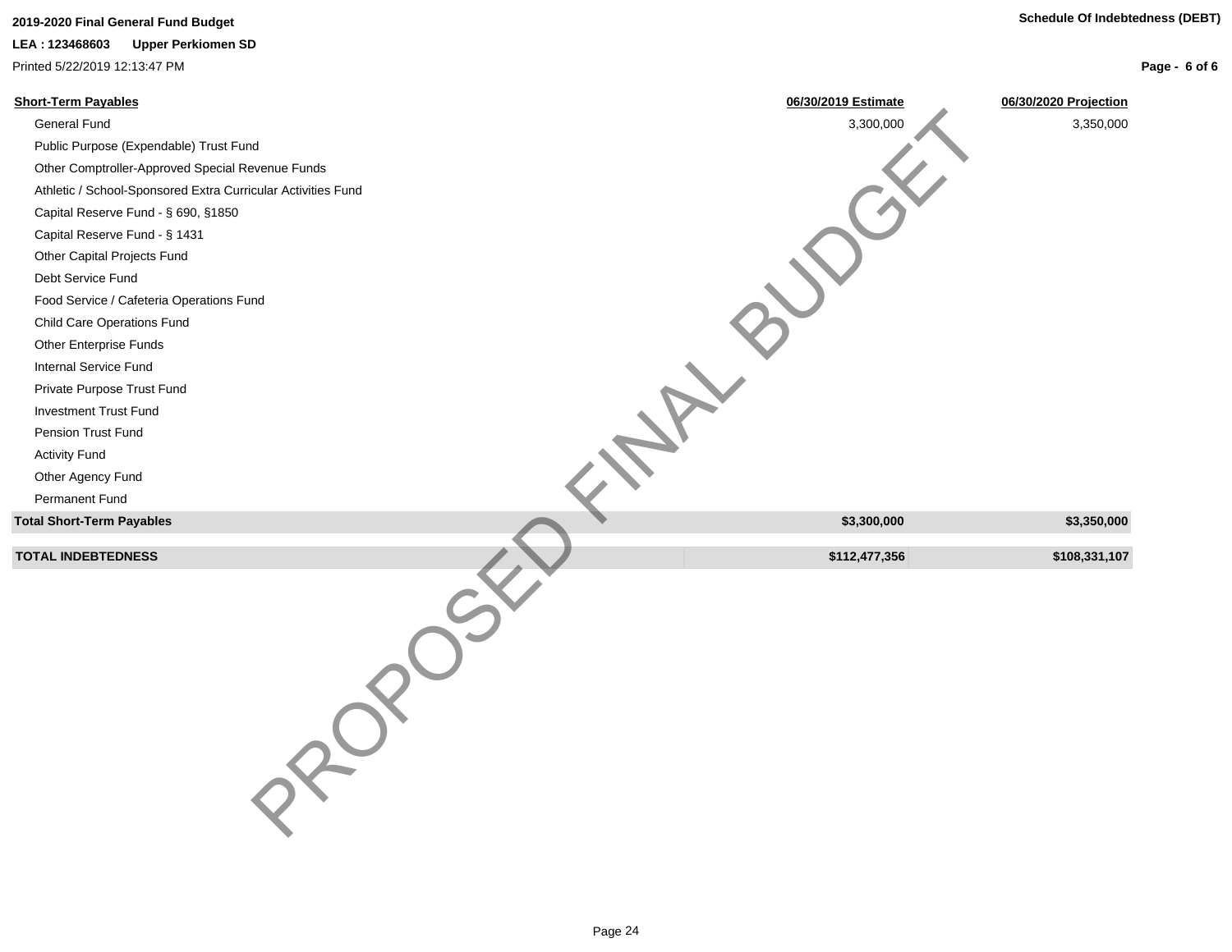**2019-2020 Final General Fund Budget**

**LEA : 123468603 Upper Perkiomen SD**

Printed 5/22/2019 12:13:47 PM

**Schedule Of Indebtedness (DEBT)**

| Short-Term Payables | 06/30/2019 Estimate | 06/30/2020 Projection |
|---|---|---|
| General Fund | 3,300,000 | 3,350,000 |
| Public Purpose (Expendable) Trust Fund | | |
| Other Comptroller-Approved Special Revenue Funds | | |
| Athletic / School-Sponsored Extra Curricular Activities Fund | | |
| Capital Reserve Fund - § 690, §1850 | | |
| Capital Reserve Fund - § 1431 | | |
| Other Capital Projects Fund | | |
| Debt Service Fund | | |
| Food Service / Cafeteria Operations Fund | | |
| Child Care Operations Fund | | |
| Other Enterprise Funds | | |
| Internal Service Fund | | |
| Private Purpose Trust Fund | | |
| Investment Trust Fund | | |
| Pension Trust Fund | | |
| Activity Fund | | |
| Other Agency Fund | | |
| Permanent Fund | | |
| **Total Short-Term Payables** | **$3,300,000** | **$3,350,000** |
| **TOTAL INDEBTEDNESS** | **$112,477,356** | **$108,331,107** |

PROPOSED FINAL BUDGET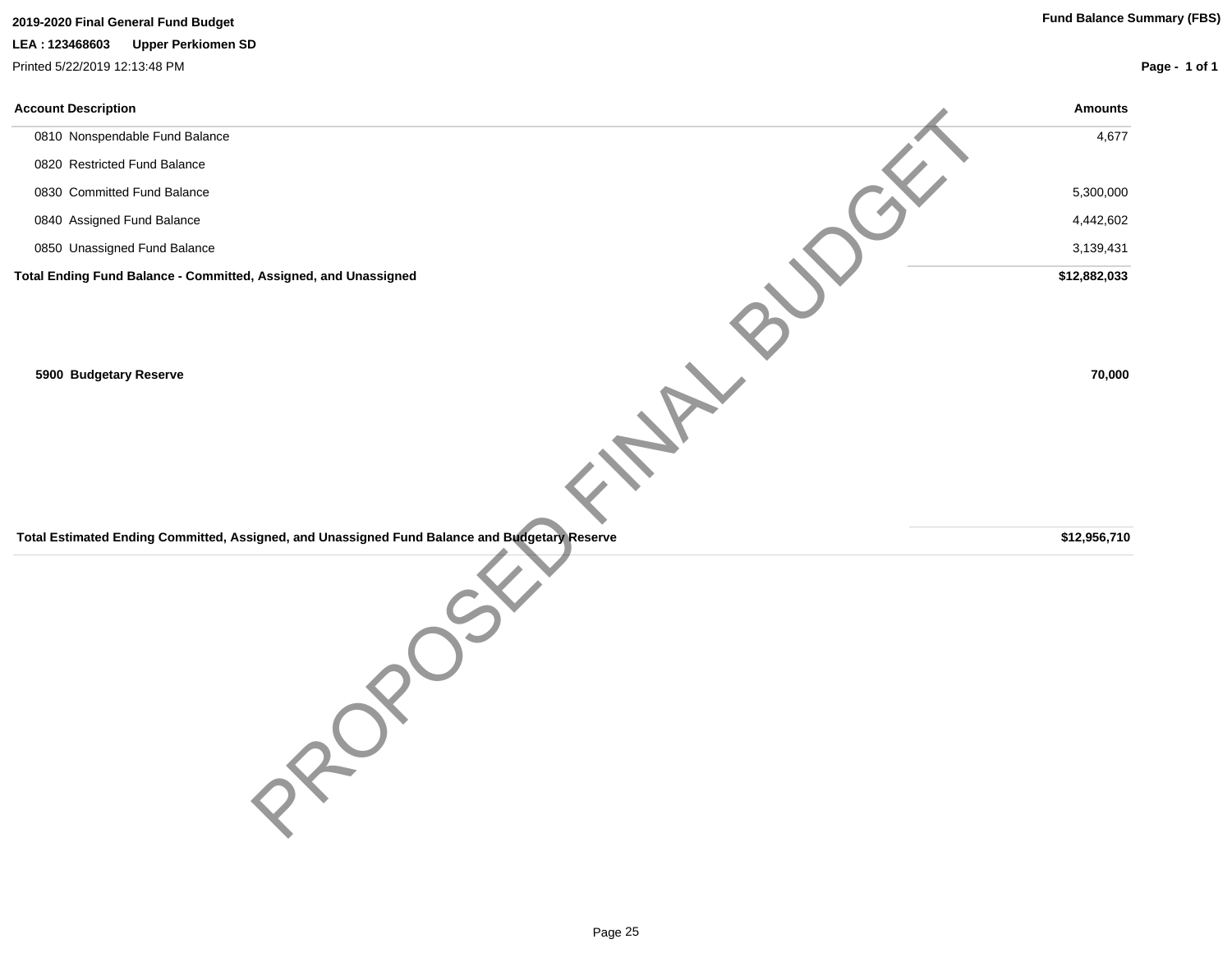**2019-2020 Final General Fund Budget**

**LEA : 123468603 Upper Perkiomen SD**

Printed 5/22/2019 12:13:48 PM

**Fund Balance Summary (FBS)**

| Account Description | Amounts |
|---|---|
| 0810 Nonspendable Fund Balance | 4,677 |
| 0820 Restricted Fund Balance | |
| 0830 Committed Fund Balance | 5,300,000 |
| 0840 Assigned Fund Balance | 4,442,602 |
| 0850 Unassigned Fund Balance | 3,139,431 |
| **Total Ending Fund Balance - Committed, Assigned, and Unassigned** | **$12,882,033** |
| **5900 Budgetary Reserve** | **70,000** |
| **Total Estimated Ending Committed, Assigned, and Unassigned Fund Balance and Budgetary Reserve** | **$12,956,710** |

PROPOSED FINAL BUDGET